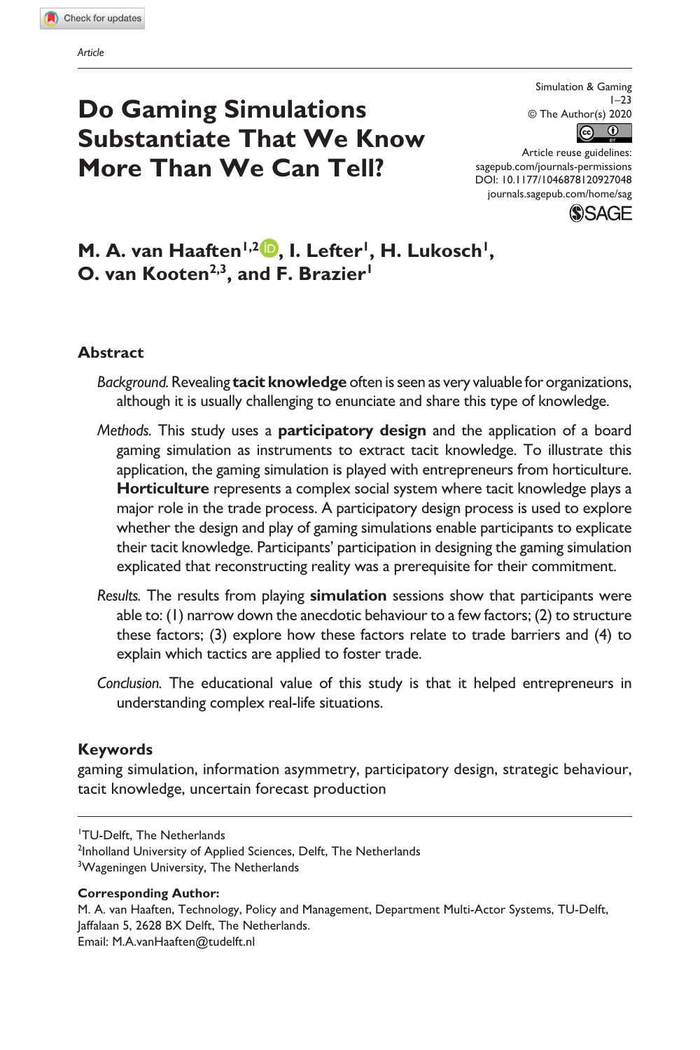Article

# Do Gaming Simulations Substantiate That We Know More Than We Can Tell?

Simulation & Gaming
1–23
© The Author(s) 2020
Article reuse guidelines:
sagepub.com/journals-permissions
DOI: 10.1177/1046878120927048
journals.sagepub.com/home/sag

**M. A. van Haaften[1,2], I. Lefter[1], H. Lukosch[1], O. van Kooten[2,3], and F. Brazier[1]**

## Abstract

*Background.* Revealing **tacit knowledge** often is seen as very valuable for organizations, although it is usually challenging to enunciate and share this type of knowledge.

*Methods.* This study uses a **participatory design** and the application of a board gaming simulation as instruments to extract tacit knowledge. To illustrate this application, the gaming simulation is played with entrepreneurs from horticulture. **Horticulture** represents a complex social system where tacit knowledge plays a major role in the trade process. A participatory design process is used to explore whether the design and play of gaming simulations enable participants to explicate their tacit knowledge. Participants' participation in designing the gaming simulation explicated that reconstructing reality was a prerequisite for their commitment.

*Results.* The results from playing **simulation** sessions show that participants were able to: (1) narrow down the anecdotic behaviour to a few factors; (2) to structure these factors; (3) explore how these factors relate to trade barriers and (4) to explain which tactics are applied to foster trade.

*Conclusion.* The educational value of this study is that it helped entrepreneurs in understanding complex real-life situations.

## Keywords

gaming simulation, information asymmetry, participatory design, strategic behaviour, tacit knowledge, uncertain forecast production

[1]TU-Delft, The Netherlands
[2]Inholland University of Applied Sciences, Delft, The Netherlands
[3]Wageningen University, The Netherlands

**Corresponding Author:**
M. A. van Haaften, Technology, Policy and Management, Department Multi-Actor Systems, TU-Delft, Jaffalaan 5, 2628 BX Delft, The Netherlands.
Email: M.A.vanHaaften@tudelft.nl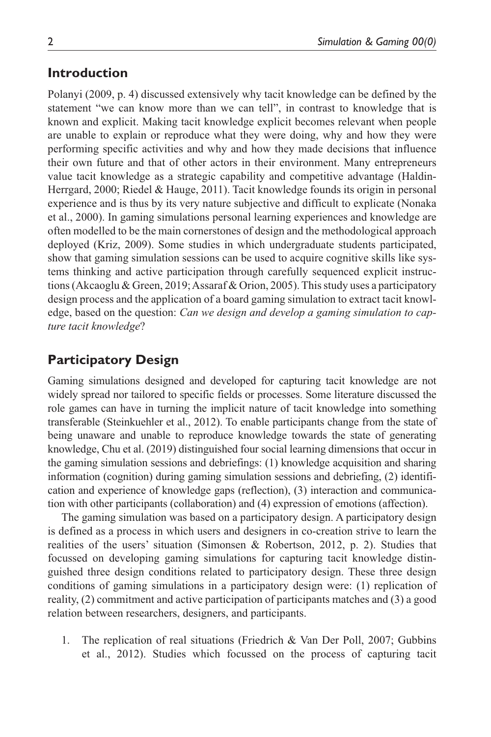## Introduction

Polanyi (2009, p. 4) discussed extensively why tacit knowledge can be defined by the statement "we can know more than we can tell", in contrast to knowledge that is known and explicit. Making tacit knowledge explicit becomes relevant when people are unable to explain or reproduce what they were doing, why and how they were performing specific activities and why and how they made decisions that influence their own future and that of other actors in their environment. Many entrepreneurs value tacit knowledge as a strategic capability and competitive advantage (Haldin-Herrgard, 2000; Riedel & Hauge, 2011). Tacit knowledge founds its origin in personal experience and is thus by its very nature subjective and difficult to explicate (Nonaka et al., 2000). In gaming simulations personal learning experiences and knowledge are often modelled to be the main cornerstones of design and the methodological approach deployed (Kriz, 2009). Some studies in which undergraduate students participated, show that gaming simulation sessions can be used to acquire cognitive skills like systems thinking and active participation through carefully sequenced explicit instructions (Akcaoglu & Green, 2019; Assaraf & Orion, 2005). This study uses a participatory design process and the application of a board gaming simulation to extract tacit knowledge, based on the question: *Can we design and develop a gaming simulation to capture tacit knowledge*?

## Participatory Design

Gaming simulations designed and developed for capturing tacit knowledge are not widely spread nor tailored to specific fields or processes. Some literature discussed the role games can have in turning the implicit nature of tacit knowledge into something transferable (Steinkuehler et al., 2012). To enable participants change from the state of being unaware and unable to reproduce knowledge towards the state of generating knowledge, Chu et al. (2019) distinguished four social learning dimensions that occur in the gaming simulation sessions and debriefings: (1) knowledge acquisition and sharing information (cognition) during gaming simulation sessions and debriefing, (2) identification and experience of knowledge gaps (reflection), (3) interaction and communication with other participants (collaboration) and (4) expression of emotions (affection).

The gaming simulation was based on a participatory design. A participatory design is defined as a process in which users and designers in co-creation strive to learn the realities of the users' situation (Simonsen & Robertson, 2012, p. 2). Studies that focussed on developing gaming simulations for capturing tacit knowledge distinguished three design conditions related to participatory design. These three design conditions of gaming simulations in a participatory design were: (1) replication of reality, (2) commitment and active participation of participants matches and (3) a good relation between researchers, designers, and participants.

1. The replication of real situations (Friedrich & Van Der Poll, 2007; Gubbins et al., 2012). Studies which focussed on the process of capturing tacit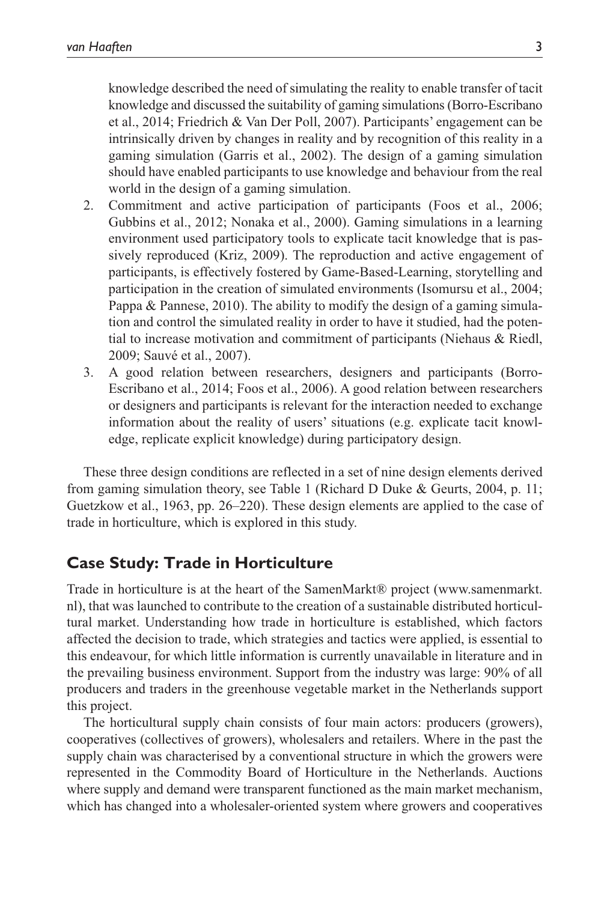knowledge described the need of simulating the reality to enable transfer of tacit knowledge and discussed the suitability of gaming simulations (Borro-Escribano et al., 2014; Friedrich & Van Der Poll, 2007). Participants' engagement can be intrinsically driven by changes in reality and by recognition of this reality in a gaming simulation (Garris et al., 2002). The design of a gaming simulation should have enabled participants to use knowledge and behaviour from the real world in the design of a gaming simulation.

2. Commitment and active participation of participants (Foos et al., 2006; Gubbins et al., 2012; Nonaka et al., 2000). Gaming simulations in a learning environment used participatory tools to explicate tacit knowledge that is passively reproduced (Kriz, 2009). The reproduction and active engagement of participants, is effectively fostered by Game-Based-Learning, storytelling and participation in the creation of simulated environments (Isomursu et al., 2004; Pappa & Pannese, 2010). The ability to modify the design of a gaming simulation and control the simulated reality in order to have it studied, had the potential to increase motivation and commitment of participants (Niehaus & Riedl, 2009; Sauvé et al., 2007).
3. A good relation between researchers, designers and participants (Borro-Escribano et al., 2014; Foos et al., 2006). A good relation between researchers or designers and participants is relevant for the interaction needed to exchange information about the reality of users' situations (e.g. explicate tacit knowledge, replicate explicit knowledge) during participatory design.

These three design conditions are reflected in a set of nine design elements derived from gaming simulation theory, see Table 1 (Richard D Duke & Geurts, 2004, p. 11; Guetzkow et al., 1963, pp. 26–220). These design elements are applied to the case of trade in horticulture, which is explored in this study.

## Case Study: Trade in Horticulture

Trade in horticulture is at the heart of the SamenMarkt® project (www.samenmarkt.nl), that was launched to contribute to the creation of a sustainable distributed horticultural market. Understanding how trade in horticulture is established, which factors affected the decision to trade, which strategies and tactics were applied, is essential to this endeavour, for which little information is currently unavailable in literature and in the prevailing business environment. Support from the industry was large: 90% of all producers and traders in the greenhouse vegetable market in the Netherlands support this project.

The horticultural supply chain consists of four main actors: producers (growers), cooperatives (collectives of growers), wholesalers and retailers. Where in the past the supply chain was characterised by a conventional structure in which the growers were represented in the Commodity Board of Horticulture in the Netherlands. Auctions where supply and demand were transparent functioned as the main market mechanism, which has changed into a wholesaler-oriented system where growers and cooperatives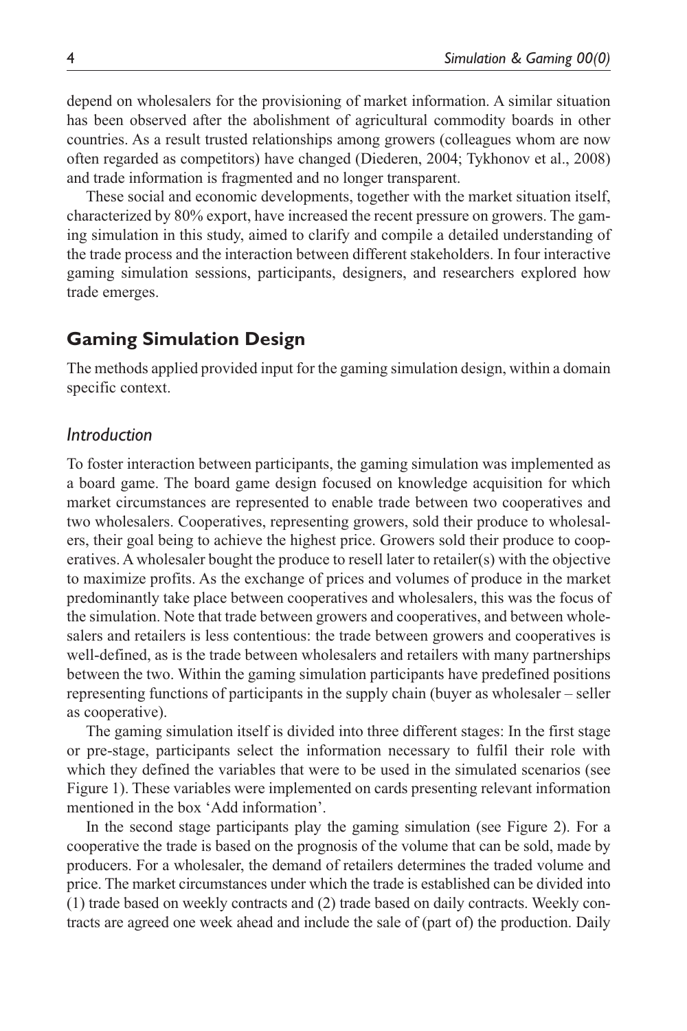depend on wholesalers for the provisioning of market information. A similar situation has been observed after the abolishment of agricultural commodity boards in other countries. As a result trusted relationships among growers (colleagues whom are now often regarded as competitors) have changed (Diederen, 2004; Tykhonov et al., 2008) and trade information is fragmented and no longer transparent.

These social and economic developments, together with the market situation itself, characterized by 80% export, have increased the recent pressure on growers. The gaming simulation in this study, aimed to clarify and compile a detailed understanding of the trade process and the interaction between different stakeholders. In four interactive gaming simulation sessions, participants, designers, and researchers explored how trade emerges.

## Gaming Simulation Design

The methods applied provided input for the gaming simulation design, within a domain specific context.

### *Introduction*

To foster interaction between participants, the gaming simulation was implemented as a board game. The board game design focused on knowledge acquisition for which market circumstances are represented to enable trade between two cooperatives and two wholesalers. Cooperatives, representing growers, sold their produce to wholesalers, their goal being to achieve the highest price. Growers sold their produce to cooperatives. A wholesaler bought the produce to resell later to retailer(s) with the objective to maximize profits. As the exchange of prices and volumes of produce in the market predominantly take place between cooperatives and wholesalers, this was the focus of the simulation. Note that trade between growers and cooperatives, and between wholesalers and retailers is less contentious: the trade between growers and cooperatives is well-defined, as is the trade between wholesalers and retailers with many partnerships between the two. Within the gaming simulation participants have predefined positions representing functions of participants in the supply chain (buyer as wholesaler – seller as cooperative).

The gaming simulation itself is divided into three different stages: In the first stage or pre-stage, participants select the information necessary to fulfil their role with which they defined the variables that were to be used in the simulated scenarios (see Figure 1). These variables were implemented on cards presenting relevant information mentioned in the box 'Add information'.

In the second stage participants play the gaming simulation (see Figure 2). For a cooperative the trade is based on the prognosis of the volume that can be sold, made by producers. For a wholesaler, the demand of retailers determines the traded volume and price. The market circumstances under which the trade is established can be divided into (1) trade based on weekly contracts and (2) trade based on daily contracts. Weekly contracts are agreed one week ahead and include the sale of (part of) the production. Daily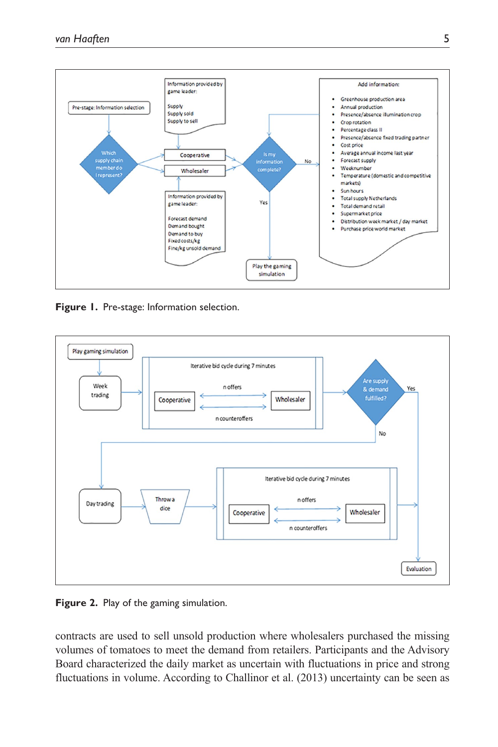**Figure 1.** Pre-stage: Information selection.

**Figure 2.** Play of the gaming simulation.

contracts are used to sell unsold production where wholesalers purchased the missing volumes of tomatoes to meet the demand from retailers. Participants and the Advisory Board characterized the daily market as uncertain with fluctuations in price and strong fluctuations in volume. According to Challinor et al. (2013) uncertainty can be seen as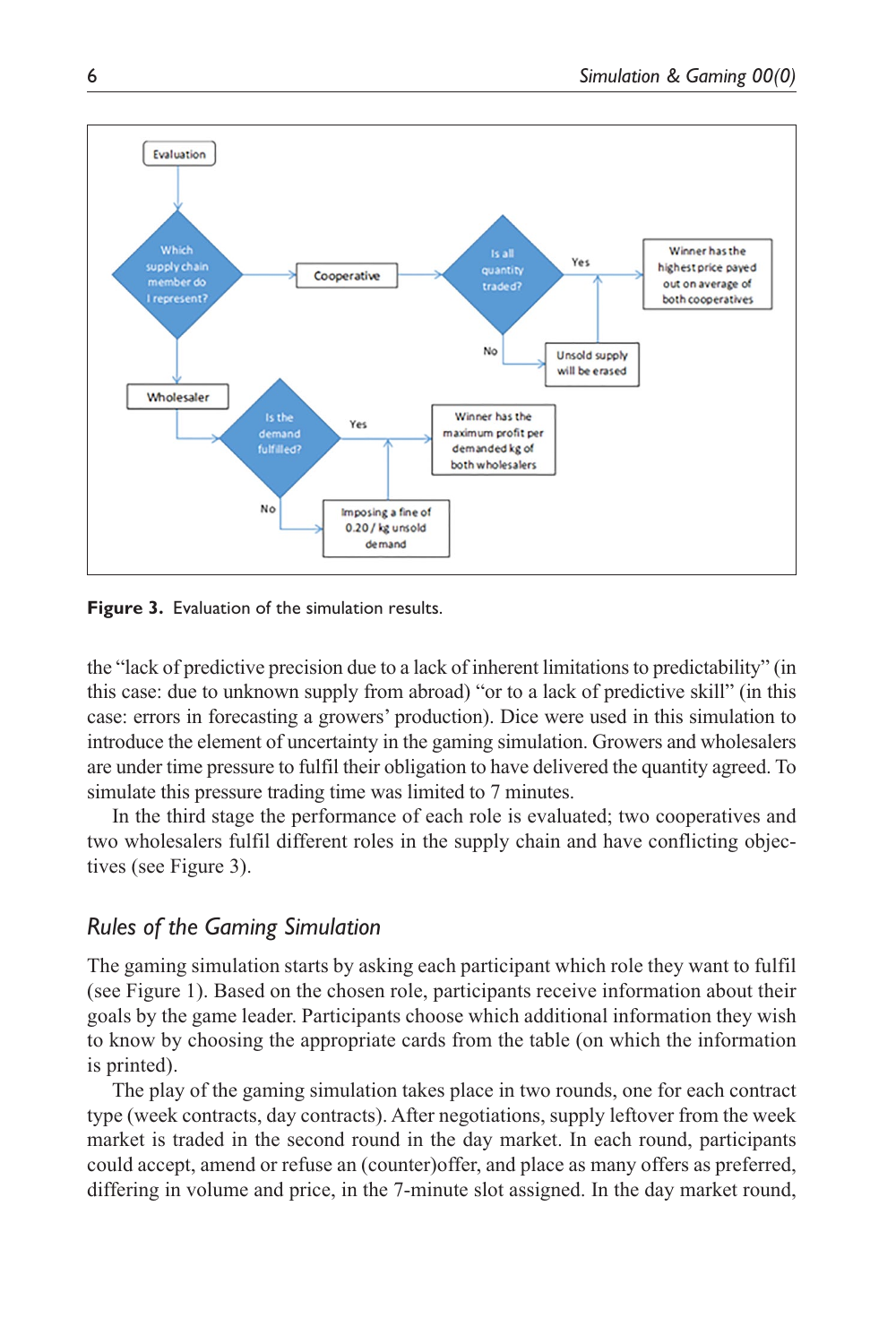Figure 3. Evaluation of the simulation results.

the “lack of predictive precision due to a lack of inherent limitations to predictability” (in this case: due to unknown supply from abroad) “or to a lack of predictive skill” (in this case: errors in forecasting a growers’ production). Dice were used in this simulation to introduce the element of uncertainty in the gaming simulation. Growers and wholesalers are under time pressure to fulfil their obligation to have delivered the quantity agreed. To simulate this pressure trading time was limited to 7 minutes.

In the third stage the performance of each role is evaluated; two cooperatives and two wholesalers fulfil different roles in the supply chain and have conflicting objectives (see Figure 3).

## *Rules of the Gaming Simulation*

The gaming simulation starts by asking each participant which role they want to fulfil (see Figure 1). Based on the chosen role, participants receive information about their goals by the game leader. Participants choose which additional information they wish to know by choosing the appropriate cards from the table (on which the information is printed).

The play of the gaming simulation takes place in two rounds, one for each contract type (week contracts, day contracts). After negotiations, supply leftover from the week market is traded in the second round in the day market. In each round, participants could accept, amend or refuse an (counter)offer, and place as many offers as preferred, differing in volume and price, in the 7-minute slot assigned. In the day market round,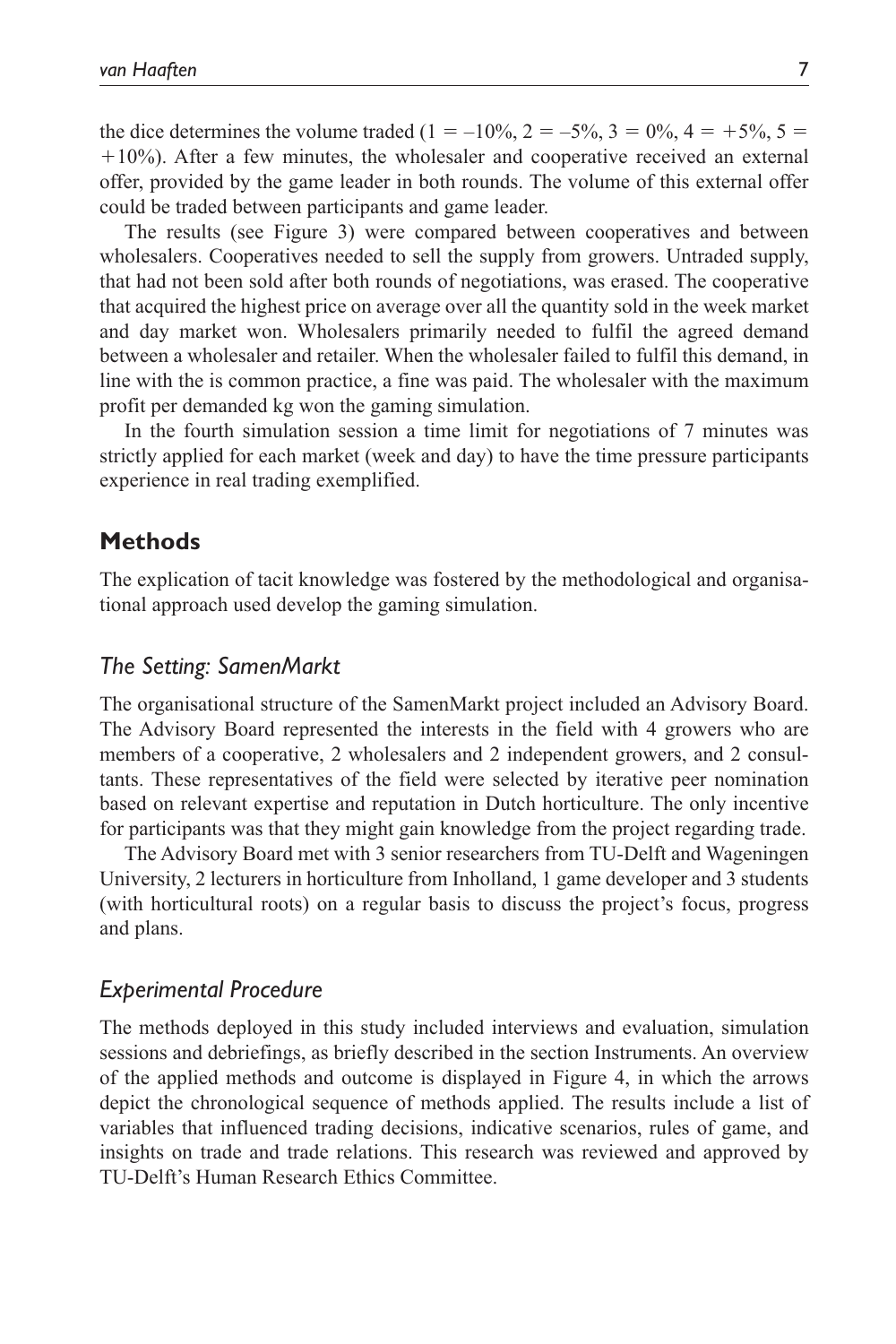the dice determines the volume traded (1 = –10%, 2 = –5%, 3 = 0%, 4 = +5%, 5 = +10%). After a few minutes, the wholesaler and cooperative received an external offer, provided by the game leader in both rounds. The volume of this external offer could be traded between participants and game leader.

The results (see Figure 3) were compared between cooperatives and between wholesalers. Cooperatives needed to sell the supply from growers. Untraded supply, that had not been sold after both rounds of negotiations, was erased. The cooperative that acquired the highest price on average over all the quantity sold in the week market and day market won. Wholesalers primarily needed to fulfil the agreed demand between a wholesaler and retailer. When the wholesaler failed to fulfil this demand, in line with the is common practice, a fine was paid. The wholesaler with the maximum profit per demanded kg won the gaming simulation.

In the fourth simulation session a time limit for negotiations of 7 minutes was strictly applied for each market (week and day) to have the time pressure participants experience in real trading exemplified.

## Methods

The explication of tacit knowledge was fostered by the methodological and organisational approach used develop the gaming simulation.

### *The Setting: SamenMarkt*

The organisational structure of the SamenMarkt project included an Advisory Board. The Advisory Board represented the interests in the field with 4 growers who are members of a cooperative, 2 wholesalers and 2 independent growers, and 2 consultants. These representatives of the field were selected by iterative peer nomination based on relevant expertise and reputation in Dutch horticulture. The only incentive for participants was that they might gain knowledge from the project regarding trade.

The Advisory Board met with 3 senior researchers from TU-Delft and Wageningen University, 2 lecturers in horticulture from Inholland, 1 game developer and 3 students (with horticultural roots) on a regular basis to discuss the project's focus, progress and plans.

### *Experimental Procedure*

The methods deployed in this study included interviews and evaluation, simulation sessions and debriefings, as briefly described in the section Instruments. An overview of the applied methods and outcome is displayed in Figure 4, in which the arrows depict the chronological sequence of methods applied. The results include a list of variables that influenced trading decisions, indicative scenarios, rules of game, and insights on trade and trade relations. This research was reviewed and approved by TU-Delft's Human Research Ethics Committee.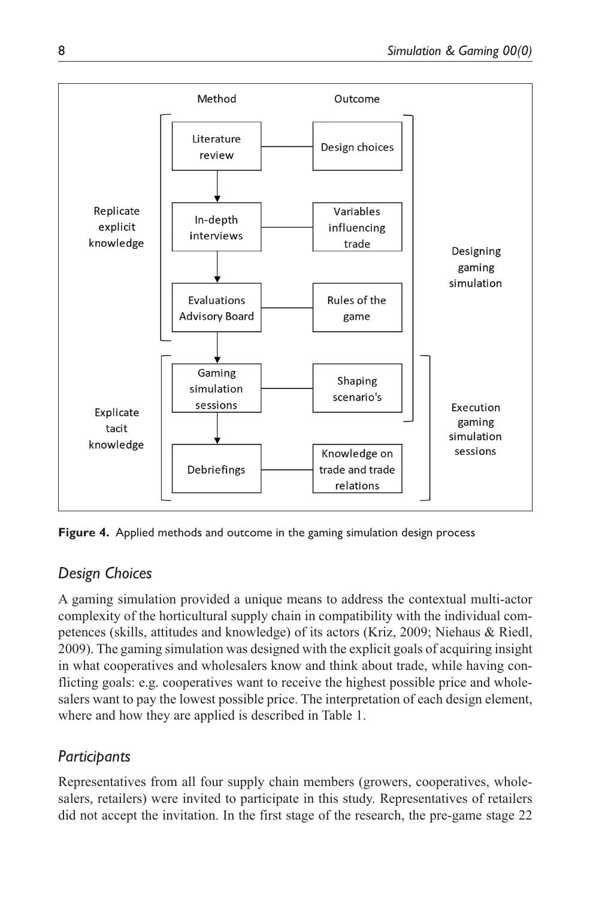| Method | Outcome |
|---|---|
| Literature review | Design choices |
| In-depth interviews | Variables influencing trade |
| Evaluations Advisory Board | Rules of the game |
| Gaming simulation sessions | Shaping scenario's |
| Debriefings | Knowledge on trade and trade relations |

Replicate explicit knowledge: Literature review → In-depth interviews → Evaluations Advisory Board

Explicate tacit knowledge: Gaming simulation sessions → Debriefings

Designing gaming simulation: Design choices, Variables influencing trade, Rules of the game, Shaping scenario's

Execution gaming simulation sessions: Shaping scenario's, Knowledge on trade and trade relations

**Figure 4.** Applied methods and outcome in the gaming simulation design process

## *Design Choices*

A gaming simulation provided a unique means to address the contextual multi-actor complexity of the horticultural supply chain in compatibility with the individual competences (skills, attitudes and knowledge) of its actors (Kriz, 2009; Niehaus & Riedl, 2009). The gaming simulation was designed with the explicit goals of acquiring insight in what cooperatives and wholesalers know and think about trade, while having conflicting goals: e.g. cooperatives want to receive the highest possible price and wholesalers want to pay the lowest possible price. The interpretation of each design element, where and how they are applied is described in Table 1.

## *Participants*

Representatives from all four supply chain members (growers, cooperatives, wholesalers, retailers) were invited to participate in this study. Representatives of retailers did not accept the invitation. In the first stage of the research, the pre-game stage 22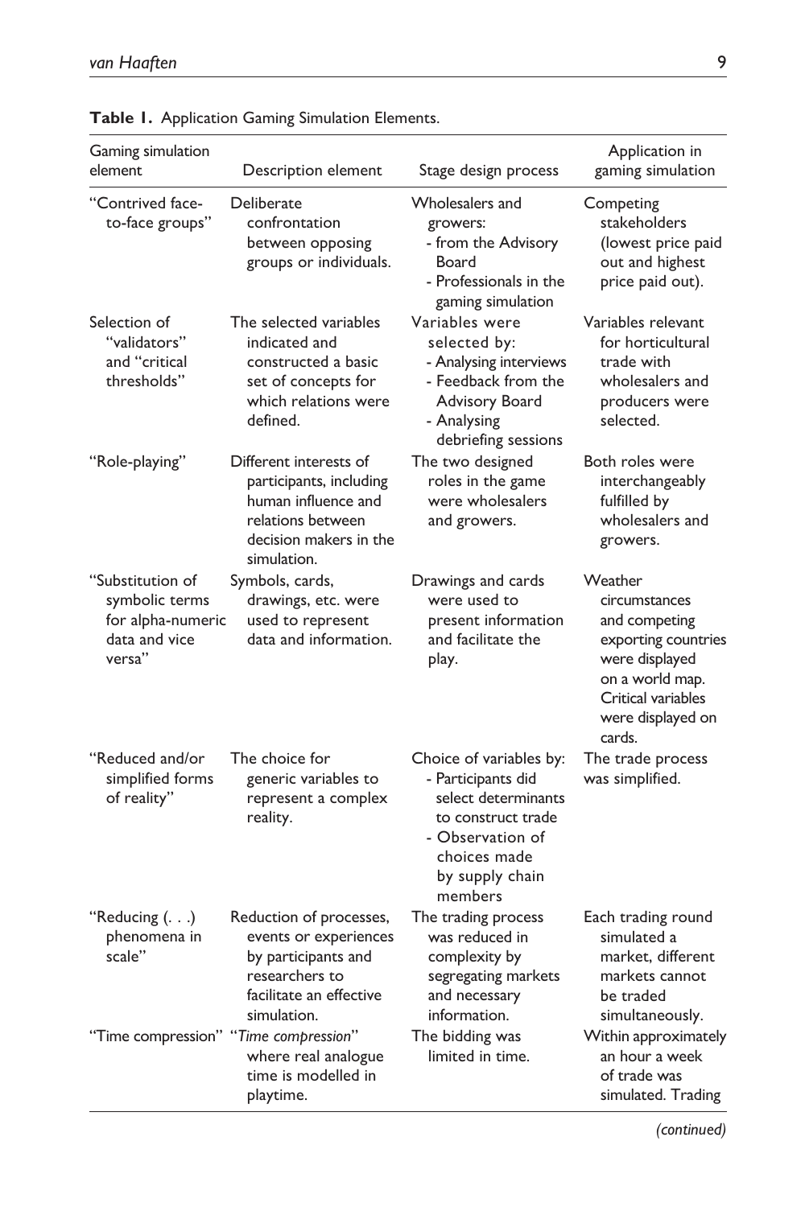**Table 1.** Application Gaming Simulation Elements.

| Gaming simulation element | Description element | Stage design process | Application in gaming simulation |
|---|---|---|---|
| "Contrived face-to-face groups" | Deliberate confrontation between opposing groups or individuals. | Wholesalers and growers: - from the Advisory Board - Professionals in the gaming simulation | Competing stakeholders (lowest price paid out and highest price paid out). |
| Selection of "validators" and "critical thresholds" | The selected variables indicated and constructed a basic set of concepts for which relations were defined. | Variables were selected by: - Analysing interviews - Feedback from the Advisory Board - Analysing debriefing sessions | Variables relevant for horticultural trade with wholesalers and producers were selected. |
| "Role-playing" | Different interests of participants, including human influence and relations between decision makers in the simulation. | The two designed roles in the game were wholesalers and growers. | Both roles were interchangeably fulfilled by wholesalers and growers. |
| "Substitution of symbolic terms for alpha-numeric data and vice versa" | Symbols, cards, drawings, etc. were used to represent data and information. | Drawings and cards were used to present information and facilitate the play. | Weather circumstances and competing exporting countries were displayed on a world map. Critical variables were displayed on cards. |
| "Reduced and/or simplified forms of reality" | The choice for generic variables to represent a complex reality. | Choice of variables by: - Participants did select determinants to construct trade - Observation of choices made by supply chain members | The trade process was simplified. |
| "Reducing (. . .) phenomena in scale" | Reduction of processes, events or experiences by participants and researchers to facilitate an effective simulation. | The trading process was reduced in complexity by segregating markets and necessary information. | Each trading round simulated a market, different markets cannot be traded simultaneously. |
| "Time compression" | "*Time compression*" where real analogue time is modelled in playtime. | The bidding was limited in time. | Within approximately an hour a week of trade was simulated. Trading |

*(continued)*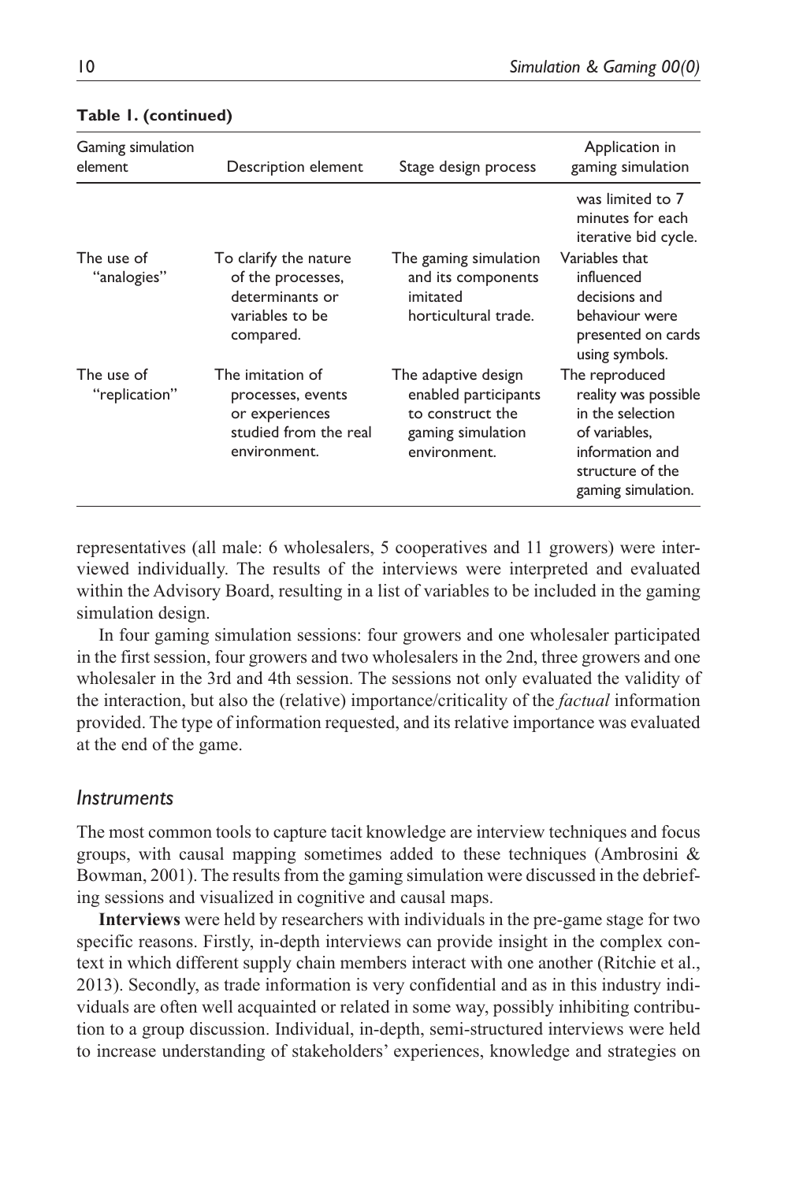**Table 1. (continued)**

| Gaming simulation element | Description element | Stage design process | Application in gaming simulation |
|---|---|---|---|
| | | | was limited to 7 minutes for each iterative bid cycle. |
| The use of "analogies" | To clarify the nature of the processes, determinants or variables to be compared. | The gaming simulation and its components imitated horticultural trade. | Variables that influenced decisions and behaviour were presented on cards using symbols. |
| The use of "replication" | The imitation of processes, events or experiences studied from the real environment. | The adaptive design enabled participants to construct the gaming simulation environment. | The reproduced reality was possible in the selection of variables, information and structure of the gaming simulation. |

representatives (all male: 6 wholesalers, 5 cooperatives and 11 growers) were interviewed individually. The results of the interviews were interpreted and evaluated within the Advisory Board, resulting in a list of variables to be included in the gaming simulation design.

In four gaming simulation sessions: four growers and one wholesaler participated in the first session, four growers and two wholesalers in the 2nd, three growers and one wholesaler in the 3rd and 4th session. The sessions not only evaluated the validity of the interaction, but also the (relative) importance/criticality of the *factual* information provided. The type of information requested, and its relative importance was evaluated at the end of the game.

## *Instruments*

The most common tools to capture tacit knowledge are interview techniques and focus groups, with causal mapping sometimes added to these techniques (Ambrosini & Bowman, 2001). The results from the gaming simulation were discussed in the debriefing sessions and visualized in cognitive and causal maps.

**Interviews** were held by researchers with individuals in the pre-game stage for two specific reasons. Firstly, in-depth interviews can provide insight in the complex context in which different supply chain members interact with one another (Ritchie et al., 2013). Secondly, as trade information is very confidential and as in this industry individuals are often well acquainted or related in some way, possibly inhibiting contribution to a group discussion. Individual, in-depth, semi-structured interviews were held to increase understanding of stakeholders' experiences, knowledge and strategies on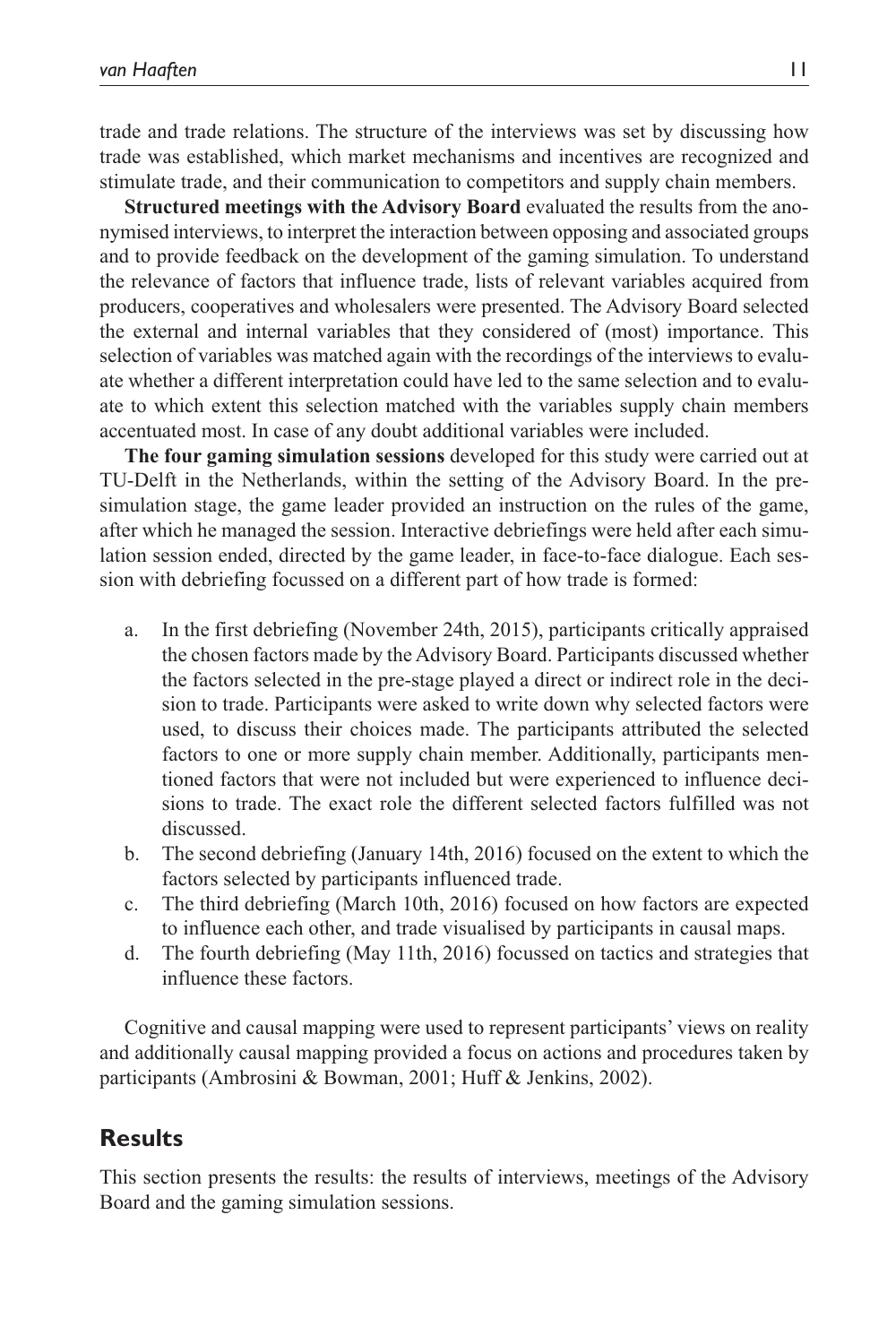trade and trade relations. The structure of the interviews was set by discussing how trade was established, which market mechanisms and incentives are recognized and stimulate trade, and their communication to competitors and supply chain members.

**Structured meetings with the Advisory Board** evaluated the results from the anonymised interviews, to interpret the interaction between opposing and associated groups and to provide feedback on the development of the gaming simulation. To understand the relevance of factors that influence trade, lists of relevant variables acquired from producers, cooperatives and wholesalers were presented. The Advisory Board selected the external and internal variables that they considered of (most) importance. This selection of variables was matched again with the recordings of the interviews to evaluate whether a different interpretation could have led to the same selection and to evaluate to which extent this selection matched with the variables supply chain members accentuated most. In case of any doubt additional variables were included.

**The four gaming simulation sessions** developed for this study were carried out at TU-Delft in the Netherlands, within the setting of the Advisory Board. In the pre-simulation stage, the game leader provided an instruction on the rules of the game, after which he managed the session. Interactive debriefings were held after each simulation session ended, directed by the game leader, in face-to-face dialogue. Each session with debriefing focussed on a different part of how trade is formed:

a. In the first debriefing (November 24th, 2015), participants critically appraised the chosen factors made by the Advisory Board. Participants discussed whether the factors selected in the pre-stage played a direct or indirect role in the decision to trade. Participants were asked to write down why selected factors were used, to discuss their choices made. The participants attributed the selected factors to one or more supply chain member. Additionally, participants mentioned factors that were not included but were experienced to influence decisions to trade. The exact role the different selected factors fulfilled was not discussed.
b. The second debriefing (January 14th, 2016) focused on the extent to which the factors selected by participants influenced trade.
c. The third debriefing (March 10th, 2016) focused on how factors are expected to influence each other, and trade visualised by participants in causal maps.
d. The fourth debriefing (May 11th, 2016) focussed on tactics and strategies that influence these factors.

Cognitive and causal mapping were used to represent participants' views on reality and additionally causal mapping provided a focus on actions and procedures taken by participants (Ambrosini & Bowman, 2001; Huff & Jenkins, 2002).

## Results

This section presents the results: the results of interviews, meetings of the Advisory Board and the gaming simulation sessions.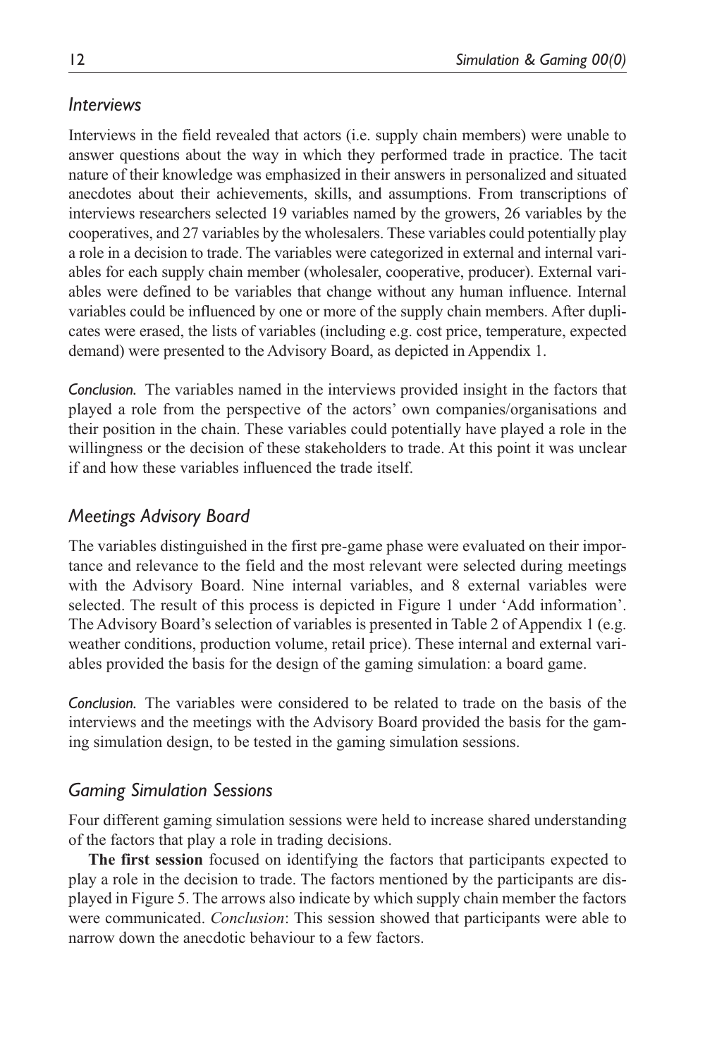### *Interviews*

Interviews in the field revealed that actors (i.e. supply chain members) were unable to answer questions about the way in which they performed trade in practice. The tacit nature of their knowledge was emphasized in their answers in personalized and situated anecdotes about their achievements, skills, and assumptions. From transcriptions of interviews researchers selected 19 variables named by the growers, 26 variables by the cooperatives, and 27 variables by the wholesalers. These variables could potentially play a role in a decision to trade. The variables were categorized in external and internal variables for each supply chain member (wholesaler, cooperative, producer). External variables were defined to be variables that change without any human influence. Internal variables could be influenced by one or more of the supply chain members. After duplicates were erased, the lists of variables (including e.g. cost price, temperature, expected demand) were presented to the Advisory Board, as depicted in Appendix 1.

*Conclusion.* The variables named in the interviews provided insight in the factors that played a role from the perspective of the actors' own companies/organisations and their position in the chain. These variables could potentially have played a role in the willingness or the decision of these stakeholders to trade. At this point it was unclear if and how these variables influenced the trade itself.

### *Meetings Advisory Board*

The variables distinguished in the first pre-game phase were evaluated on their importance and relevance to the field and the most relevant were selected during meetings with the Advisory Board. Nine internal variables, and 8 external variables were selected. The result of this process is depicted in Figure 1 under 'Add information'. The Advisory Board's selection of variables is presented in Table 2 of Appendix 1 (e.g. weather conditions, production volume, retail price). These internal and external variables provided the basis for the design of the gaming simulation: a board game.

*Conclusion.* The variables were considered to be related to trade on the basis of the interviews and the meetings with the Advisory Board provided the basis for the gaming simulation design, to be tested in the gaming simulation sessions.

### *Gaming Simulation Sessions*

Four different gaming simulation sessions were held to increase shared understanding of the factors that play a role in trading decisions.

**The first session** focused on identifying the factors that participants expected to play a role in the decision to trade. The factors mentioned by the participants are displayed in Figure 5. The arrows also indicate by which supply chain member the factors were communicated. *Conclusion*: This session showed that participants were able to narrow down the anecdotic behaviour to a few factors.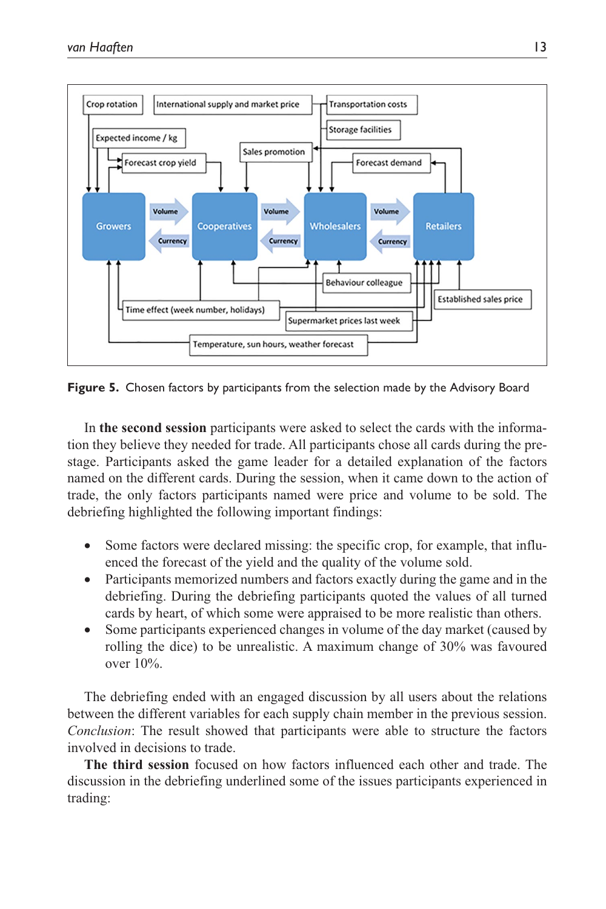**Figure 5.** Chosen factors by participants from the selection made by the Advisory Board

In **the second session** participants were asked to select the cards with the information they believe they needed for trade. All participants chose all cards during the pre-stage. Participants asked the game leader for a detailed explanation of the factors named on the different cards. During the session, when it came down to the action of trade, the only factors participants named were price and volume to be sold. The debriefing highlighted the following important findings:

- Some factors were declared missing: the specific crop, for example, that influenced the forecast of the yield and the quality of the volume sold.
- Participants memorized numbers and factors exactly during the game and in the debriefing. During the debriefing participants quoted the values of all turned cards by heart, of which some were appraised to be more realistic than others.
- Some participants experienced changes in volume of the day market (caused by rolling the dice) to be unrealistic. A maximum change of 30% was favoured over 10%.

The debriefing ended with an engaged discussion by all users about the relations between the different variables for each supply chain member in the previous session. *Conclusion*: The result showed that participants were able to structure the factors involved in decisions to trade.

**The third session** focused on how factors influenced each other and trade. The discussion in the debriefing underlined some of the issues participants experienced in trading: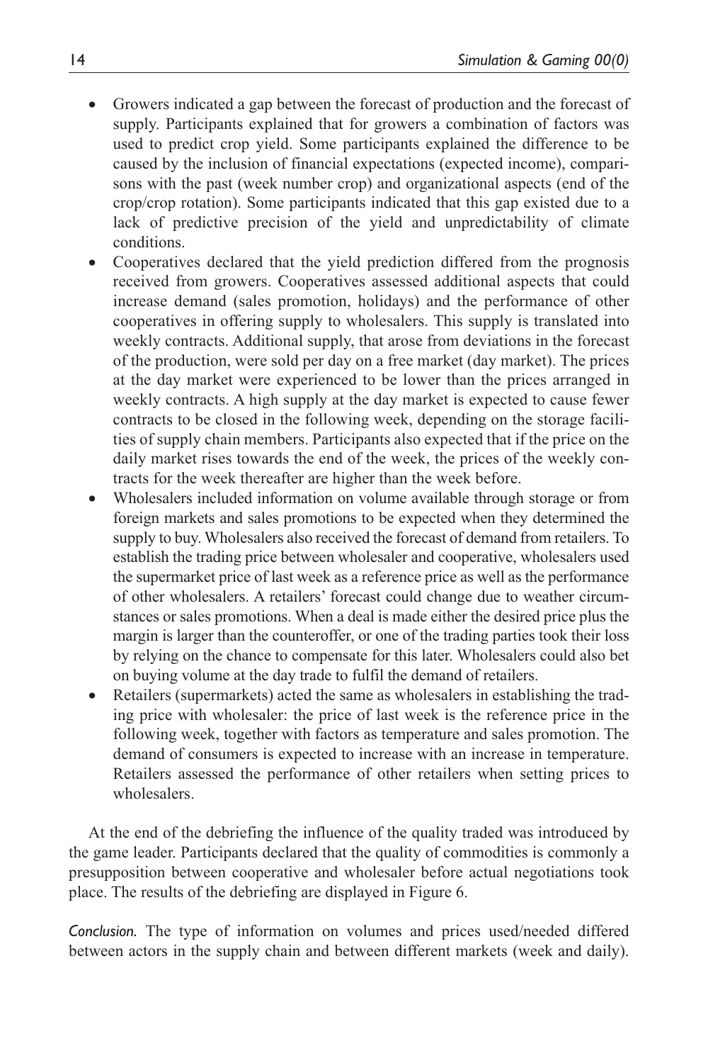- Growers indicated a gap between the forecast of production and the forecast of supply. Participants explained that for growers a combination of factors was used to predict crop yield. Some participants explained the difference to be caused by the inclusion of financial expectations (expected income), comparisons with the past (week number crop) and organizational aspects (end of the crop/crop rotation). Some participants indicated that this gap existed due to a lack of predictive precision of the yield and unpredictability of climate conditions.
- Cooperatives declared that the yield prediction differed from the prognosis received from growers. Cooperatives assessed additional aspects that could increase demand (sales promotion, holidays) and the performance of other cooperatives in offering supply to wholesalers. This supply is translated into weekly contracts. Additional supply, that arose from deviations in the forecast of the production, were sold per day on a free market (day market). The prices at the day market were experienced to be lower than the prices arranged in weekly contracts. A high supply at the day market is expected to cause fewer contracts to be closed in the following week, depending on the storage facilities of supply chain members. Participants also expected that if the price on the daily market rises towards the end of the week, the prices of the weekly contracts for the week thereafter are higher than the week before.
- Wholesalers included information on volume available through storage or from foreign markets and sales promotions to be expected when they determined the supply to buy. Wholesalers also received the forecast of demand from retailers. To establish the trading price between wholesaler and cooperative, wholesalers used the supermarket price of last week as a reference price as well as the performance of other wholesalers. A retailers' forecast could change due to weather circumstances or sales promotions. When a deal is made either the desired price plus the margin is larger than the counteroffer, or one of the trading parties took their loss by relying on the chance to compensate for this later. Wholesalers could also bet on buying volume at the day trade to fulfil the demand of retailers.
- Retailers (supermarkets) acted the same as wholesalers in establishing the trading price with wholesaler: the price of last week is the reference price in the following week, together with factors as temperature and sales promotion. The demand of consumers is expected to increase with an increase in temperature. Retailers assessed the performance of other retailers when setting prices to wholesalers.

At the end of the debriefing the influence of the quality traded was introduced by the game leader. Participants declared that the quality of commodities is commonly a presupposition between cooperative and wholesaler before actual negotiations took place. The results of the debriefing are displayed in Figure 6.

*Conclusion.* The type of information on volumes and prices used/needed differed between actors in the supply chain and between different markets (week and daily).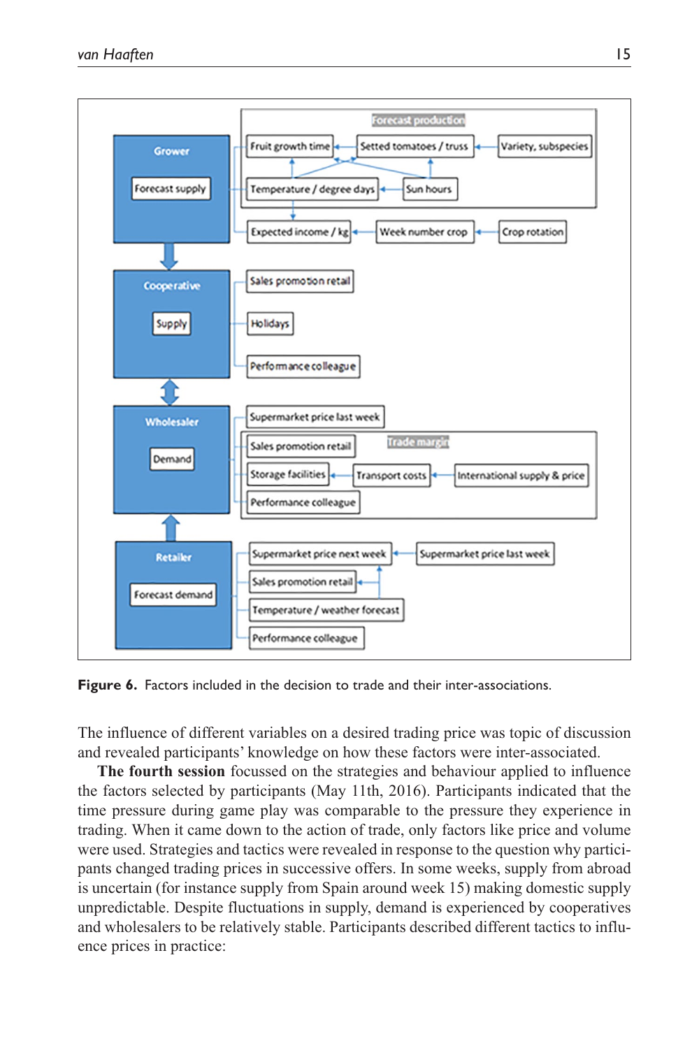**Figure 6.** Factors included in the decision to trade and their inter-associations.

The influence of different variables on a desired trading price was topic of discussion and revealed participants' knowledge on how these factors were inter-associated.

**The fourth session** focussed on the strategies and behaviour applied to influence the factors selected by participants (May 11th, 2016). Participants indicated that the time pressure during game play was comparable to the pressure they experience in trading. When it came down to the action of trade, only factors like price and volume were used. Strategies and tactics were revealed in response to the question why participants changed trading prices in successive offers. In some weeks, supply from abroad is uncertain (for instance supply from Spain around week 15) making domestic supply unpredictable. Despite fluctuations in supply, demand is experienced by cooperatives and wholesalers to be relatively stable. Participants described different tactics to influence prices in practice: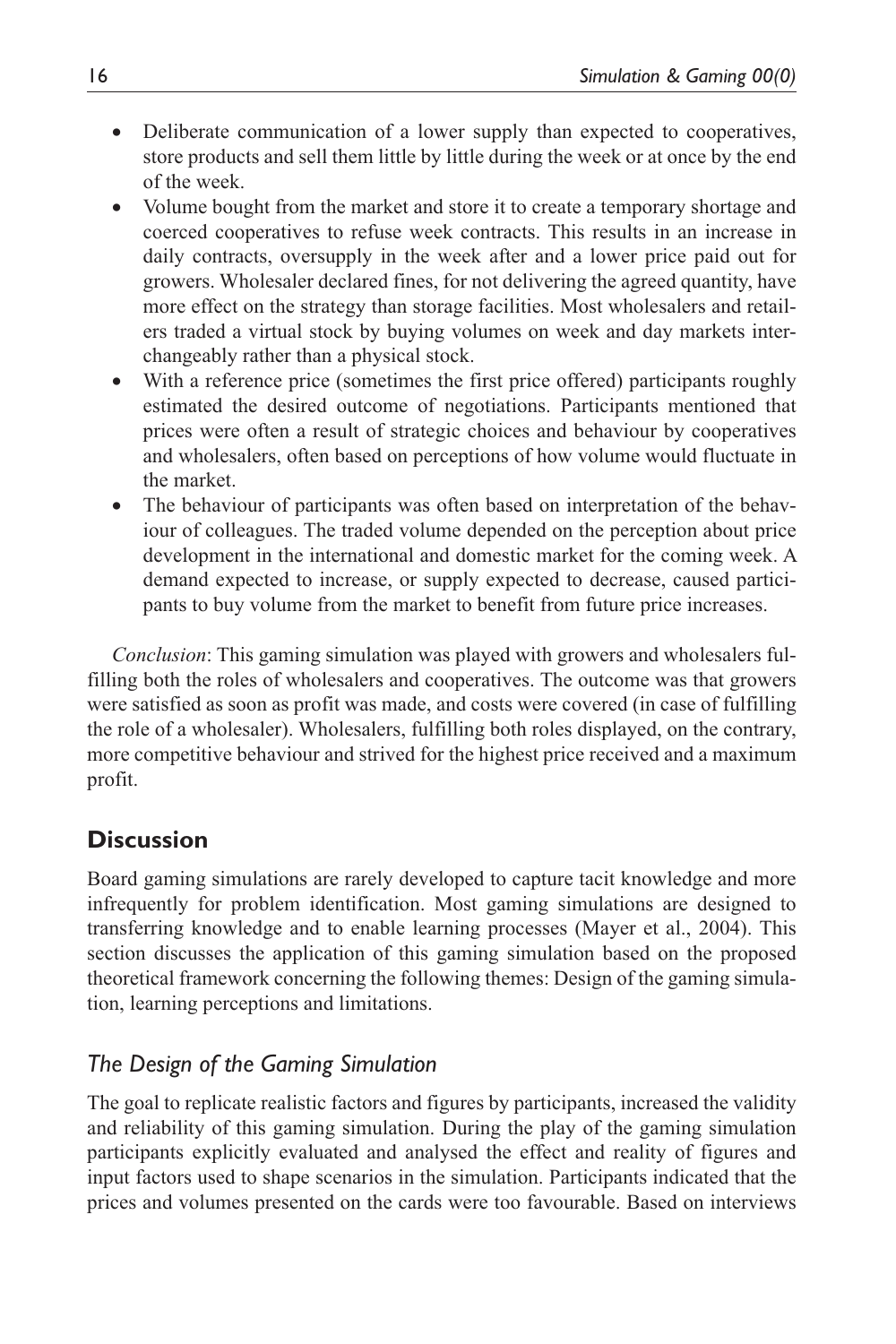- Deliberate communication of a lower supply than expected to cooperatives, store products and sell them little by little during the week or at once by the end of the week.
- Volume bought from the market and store it to create a temporary shortage and coerced cooperatives to refuse week contracts. This results in an increase in daily contracts, oversupply in the week after and a lower price paid out for growers. Wholesaler declared fines, for not delivering the agreed quantity, have more effect on the strategy than storage facilities. Most wholesalers and retailers traded a virtual stock by buying volumes on week and day markets interchangeably rather than a physical stock.
- With a reference price (sometimes the first price offered) participants roughly estimated the desired outcome of negotiations. Participants mentioned that prices were often a result of strategic choices and behaviour by cooperatives and wholesalers, often based on perceptions of how volume would fluctuate in the market.
- The behaviour of participants was often based on interpretation of the behaviour of colleagues. The traded volume depended on the perception about price development in the international and domestic market for the coming week. A demand expected to increase, or supply expected to decrease, caused participants to buy volume from the market to benefit from future price increases.

*Conclusion*: This gaming simulation was played with growers and wholesalers fulfilling both the roles of wholesalers and cooperatives. The outcome was that growers were satisfied as soon as profit was made, and costs were covered (in case of fulfilling the role of a wholesaler). Wholesalers, fulfilling both roles displayed, on the contrary, more competitive behaviour and strived for the highest price received and a maximum profit.

## Discussion

Board gaming simulations are rarely developed to capture tacit knowledge and more infrequently for problem identification. Most gaming simulations are designed to transferring knowledge and to enable learning processes (Mayer et al., 2004). This section discusses the application of this gaming simulation based on the proposed theoretical framework concerning the following themes: Design of the gaming simulation, learning perceptions and limitations.

### *The Design of the Gaming Simulation*

The goal to replicate realistic factors and figures by participants, increased the validity and reliability of this gaming simulation. During the play of the gaming simulation participants explicitly evaluated and analysed the effect and reality of figures and input factors used to shape scenarios in the simulation. Participants indicated that the prices and volumes presented on the cards were too favourable. Based on interviews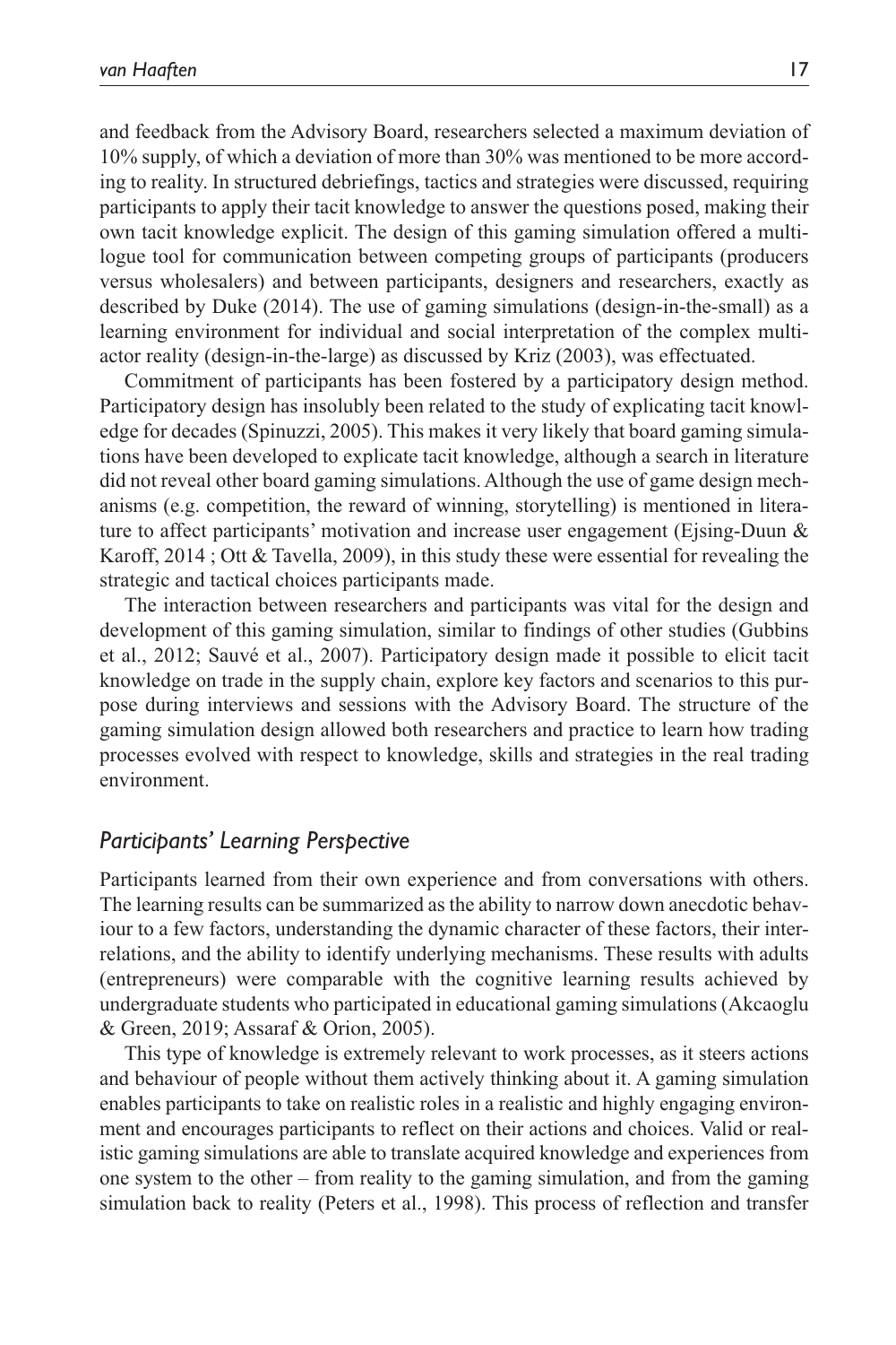and feedback from the Advisory Board, researchers selected a maximum deviation of 10% supply, of which a deviation of more than 30% was mentioned to be more according to reality. In structured debriefings, tactics and strategies were discussed, requiring participants to apply their tacit knowledge to answer the questions posed, making their own tacit knowledge explicit. The design of this gaming simulation offered a multilogue tool for communication between competing groups of participants (producers versus wholesalers) and between participants, designers and researchers, exactly as described by Duke (2014). The use of gaming simulations (design-in-the-small) as a learning environment for individual and social interpretation of the complex multi-actor reality (design-in-the-large) as discussed by Kriz (2003), was effectuated.

Commitment of participants has been fostered by a participatory design method. Participatory design has insolubly been related to the study of explicating tacit knowledge for decades (Spinuzzi, 2005). This makes it very likely that board gaming simulations have been developed to explicate tacit knowledge, although a search in literature did not reveal other board gaming simulations. Although the use of game design mechanisms (e.g. competition, the reward of winning, storytelling) is mentioned in literature to affect participants' motivation and increase user engagement (Ejsing-Duun & Karoff, 2014 ; Ott & Tavella, 2009), in this study these were essential for revealing the strategic and tactical choices participants made.

The interaction between researchers and participants was vital for the design and development of this gaming simulation, similar to findings of other studies (Gubbins et al., 2012; Sauvé et al., 2007). Participatory design made it possible to elicit tacit knowledge on trade in the supply chain, explore key factors and scenarios to this purpose during interviews and sessions with the Advisory Board. The structure of the gaming simulation design allowed both researchers and practice to learn how trading processes evolved with respect to knowledge, skills and strategies in the real trading environment.

## *Participants' Learning Perspective*

Participants learned from their own experience and from conversations with others. The learning results can be summarized as the ability to narrow down anecdotic behaviour to a few factors, understanding the dynamic character of these factors, their interrelations, and the ability to identify underlying mechanisms. These results with adults (entrepreneurs) were comparable with the cognitive learning results achieved by undergraduate students who participated in educational gaming simulations (Akcaoglu & Green, 2019; Assaraf & Orion, 2005).

This type of knowledge is extremely relevant to work processes, as it steers actions and behaviour of people without them actively thinking about it. A gaming simulation enables participants to take on realistic roles in a realistic and highly engaging environment and encourages participants to reflect on their actions and choices. Valid or realistic gaming simulations are able to translate acquired knowledge and experiences from one system to the other – from reality to the gaming simulation, and from the gaming simulation back to reality (Peters et al., 1998). This process of reflection and transfer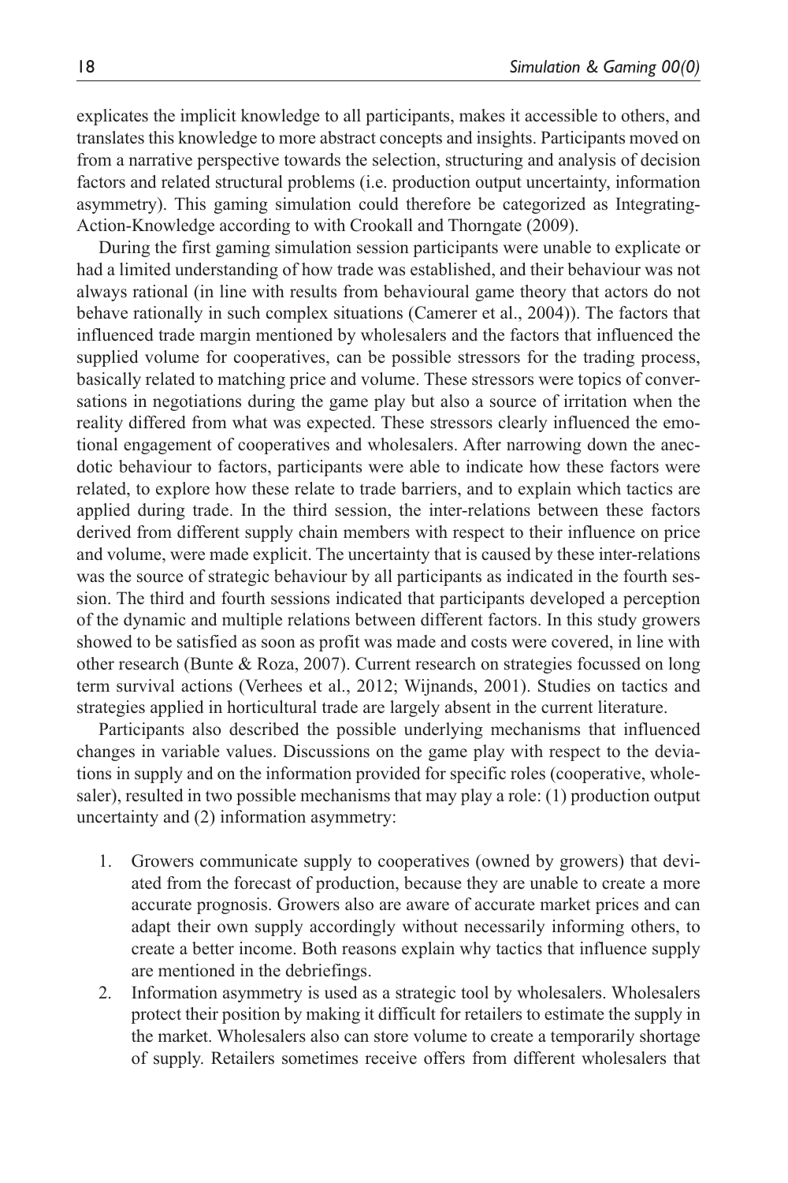explicates the implicit knowledge to all participants, makes it accessible to others, and translates this knowledge to more abstract concepts and insights. Participants moved on from a narrative perspective towards the selection, structuring and analysis of decision factors and related structural problems (i.e. production output uncertainty, information asymmetry). This gaming simulation could therefore be categorized as Integrating-Action-Knowledge according to with Crookall and Thorngate (2009).

During the first gaming simulation session participants were unable to explicate or had a limited understanding of how trade was established, and their behaviour was not always rational (in line with results from behavioural game theory that actors do not behave rationally in such complex situations (Camerer et al., 2004)). The factors that influenced trade margin mentioned by wholesalers and the factors that influenced the supplied volume for cooperatives, can be possible stressors for the trading process, basically related to matching price and volume. These stressors were topics of conversations in negotiations during the game play but also a source of irritation when the reality differed from what was expected. These stressors clearly influenced the emotional engagement of cooperatives and wholesalers. After narrowing down the anecdotic behaviour to factors, participants were able to indicate how these factors were related, to explore how these relate to trade barriers, and to explain which tactics are applied during trade. In the third session, the inter-relations between these factors derived from different supply chain members with respect to their influence on price and volume, were made explicit. The uncertainty that is caused by these inter-relations was the source of strategic behaviour by all participants as indicated in the fourth session. The third and fourth sessions indicated that participants developed a perception of the dynamic and multiple relations between different factors. In this study growers showed to be satisfied as soon as profit was made and costs were covered, in line with other research (Bunte & Roza, 2007). Current research on strategies focussed on long term survival actions (Verhees et al., 2012; Wijnands, 2001). Studies on tactics and strategies applied in horticultural trade are largely absent in the current literature.

Participants also described the possible underlying mechanisms that influenced changes in variable values. Discussions on the game play with respect to the deviations in supply and on the information provided for specific roles (cooperative, wholesaler), resulted in two possible mechanisms that may play a role: (1) production output uncertainty and (2) information asymmetry:

1. Growers communicate supply to cooperatives (owned by growers) that deviated from the forecast of production, because they are unable to create a more accurate prognosis. Growers also are aware of accurate market prices and can adapt their own supply accordingly without necessarily informing others, to create a better income. Both reasons explain why tactics that influence supply are mentioned in the debriefings.
2. Information asymmetry is used as a strategic tool by wholesalers. Wholesalers protect their position by making it difficult for retailers to estimate the supply in the market. Wholesalers also can store volume to create a temporarily shortage of supply. Retailers sometimes receive offers from different wholesalers that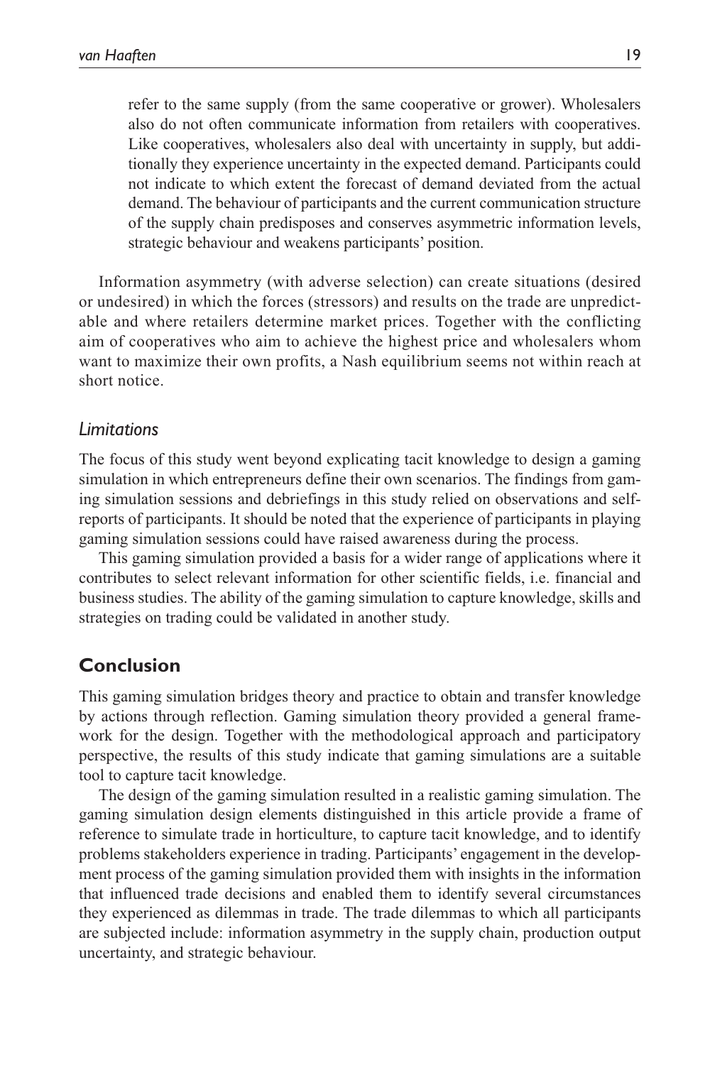> refer to the same supply (from the same cooperative or grower). Wholesalers also do not often communicate information from retailers with cooperatives. Like cooperatives, wholesalers also deal with uncertainty in supply, but additionally they experience uncertainty in the expected demand. Participants could not indicate to which extent the forecast of demand deviated from the actual demand. The behaviour of participants and the current communication structure of the supply chain predisposes and conserves asymmetric information levels, strategic behaviour and weakens participants' position.

Information asymmetry (with adverse selection) can create situations (desired or undesired) in which the forces (stressors) and results on the trade are unpredictable and where retailers determine market prices. Together with the conflicting aim of cooperatives who aim to achieve the highest price and wholesalers whom want to maximize their own profits, a Nash equilibrium seems not within reach at short notice.

### *Limitations*

The focus of this study went beyond explicating tacit knowledge to design a gaming simulation in which entrepreneurs define their own scenarios. The findings from gaming simulation sessions and debriefings in this study relied on observations and self-reports of participants. It should be noted that the experience of participants in playing gaming simulation sessions could have raised awareness during the process.

This gaming simulation provided a basis for a wider range of applications where it contributes to select relevant information for other scientific fields, i.e. financial and business studies. The ability of the gaming simulation to capture knowledge, skills and strategies on trading could be validated in another study.

## Conclusion

This gaming simulation bridges theory and practice to obtain and transfer knowledge by actions through reflection. Gaming simulation theory provided a general framework for the design. Together with the methodological approach and participatory perspective, the results of this study indicate that gaming simulations are a suitable tool to capture tacit knowledge.

The design of the gaming simulation resulted in a realistic gaming simulation. The gaming simulation design elements distinguished in this article provide a frame of reference to simulate trade in horticulture, to capture tacit knowledge, and to identify problems stakeholders experience in trading. Participants' engagement in the development process of the gaming simulation provided them with insights in the information that influenced trade decisions and enabled them to identify several circumstances they experienced as dilemmas in trade. The trade dilemmas to which all participants are subjected include: information asymmetry in the supply chain, production output uncertainty, and strategic behaviour.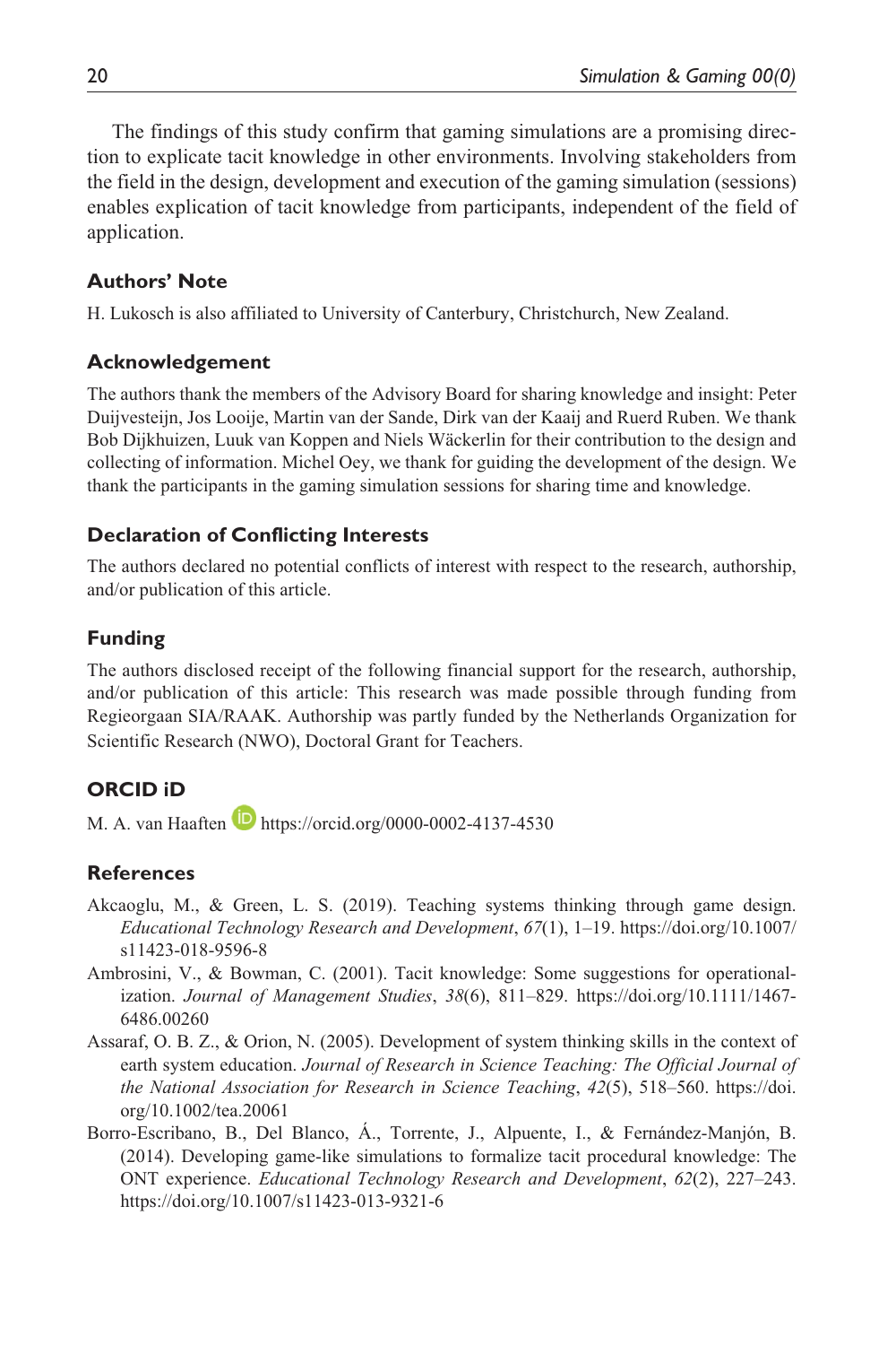The findings of this study confirm that gaming simulations are a promising direction to explicate tacit knowledge in other environments. Involving stakeholders from the field in the design, development and execution of the gaming simulation (sessions) enables explication of tacit knowledge from participants, independent of the field of application.

## Authors' Note

H. Lukosch is also affiliated to University of Canterbury, Christchurch, New Zealand.

## Acknowledgement

The authors thank the members of the Advisory Board for sharing knowledge and insight: Peter Duijvesteijn, Jos Looije, Martin van der Sande, Dirk van der Kaaij and Ruerd Ruben. We thank Bob Dijkhuizen, Luuk van Koppen and Niels Wäckerlin for their contribution to the design and collecting of information. Michel Oey, we thank for guiding the development of the design. We thank the participants in the gaming simulation sessions for sharing time and knowledge.

## Declaration of Conflicting Interests

The authors declared no potential conflicts of interest with respect to the research, authorship, and/or publication of this article.

## Funding

The authors disclosed receipt of the following financial support for the research, authorship, and/or publication of this article: This research was made possible through funding from Regieorgaan SIA/RAAK. Authorship was partly funded by the Netherlands Organization for Scientific Research (NWO), Doctoral Grant for Teachers.

## ORCID iD

M. A. van Haaften https://orcid.org/0000-0002-4137-4530

## References

Akcaoglu, M., & Green, L. S. (2019). Teaching systems thinking through game design. *Educational Technology Research and Development*, *67*(1), 1–19. https://doi.org/10.1007/s11423-018-9596-8

Ambrosini, V., & Bowman, C. (2001). Tacit knowledge: Some suggestions for operationalization. *Journal of Management Studies*, *38*(6), 811–829. https://doi.org/10.1111/1467-6486.00260

Assaraf, O. B. Z., & Orion, N. (2005). Development of system thinking skills in the context of earth system education. *Journal of Research in Science Teaching: The Official Journal of the National Association for Research in Science Teaching*, *42*(5), 518–560. https://doi.org/10.1002/tea.20061

Borro-Escribano, B., Del Blanco, Á., Torrente, J., Alpuente, I., & Fernández-Manjón, B. (2014). Developing game-like simulations to formalize tacit procedural knowledge: The ONT experience. *Educational Technology Research and Development*, *62*(2), 227–243. https://doi.org/10.1007/s11423-013-9321-6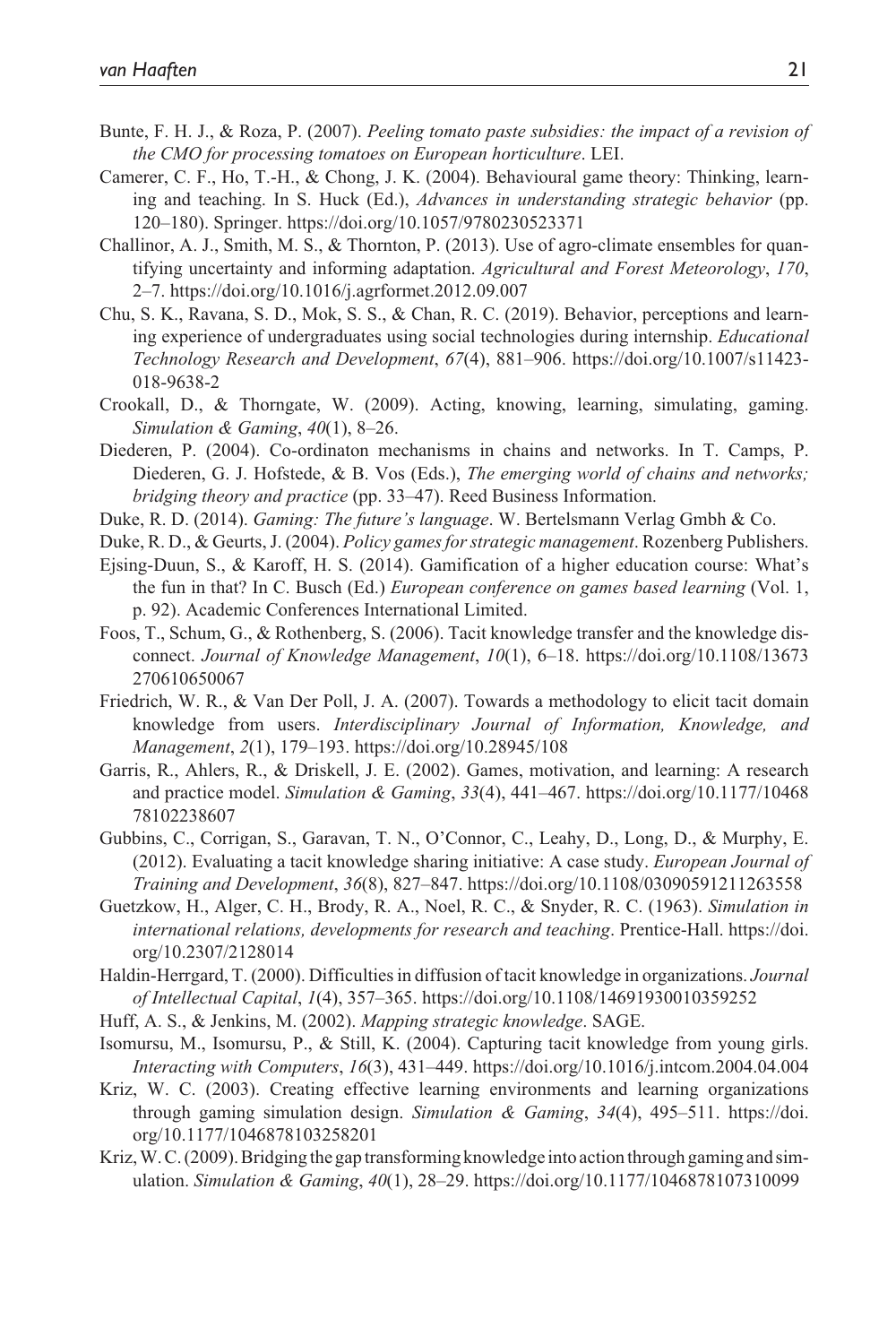Bunte, F. H. J., & Roza, P. (2007). *Peeling tomato paste subsidies: the impact of a revision of the CMO for processing tomatoes on European horticulture*. LEI.

Camerer, C. F., Ho, T.-H., & Chong, J. K. (2004). Behavioural game theory: Thinking, learning and teaching. In S. Huck (Ed.), *Advances in understanding strategic behavior* (pp. 120–180). Springer. https://doi.org/10.1057/9780230523371

Challinor, A. J., Smith, M. S., & Thornton, P. (2013). Use of agro-climate ensembles for quantifying uncertainty and informing adaptation. *Agricultural and Forest Meteorology*, *170*, 2–7. https://doi.org/10.1016/j.agrformet.2012.09.007

Chu, S. K., Ravana, S. D., Mok, S. S., & Chan, R. C. (2019). Behavior, perceptions and learning experience of undergraduates using social technologies during internship. *Educational Technology Research and Development*, *67*(4), 881–906. https://doi.org/10.1007/s11423-018-9638-2

Crookall, D., & Thorngate, W. (2009). Acting, knowing, learning, simulating, gaming. *Simulation & Gaming*, *40*(1), 8–26.

Diederen, P. (2004). Co-ordinaton mechanisms in chains and networks. In T. Camps, P. Diederen, G. J. Hofstede, & B. Vos (Eds.), *The emerging world of chains and networks; bridging theory and practice* (pp. 33–47). Reed Business Information.

Duke, R. D. (2014). *Gaming: The future's language*. W. Bertelsmann Verlag Gmbh & Co.

Duke, R. D., & Geurts, J. (2004). *Policy games for strategic management*. Rozenberg Publishers.

Ejsing-Duun, S., & Karoff, H. S. (2014). Gamification of a higher education course: What's the fun in that? In C. Busch (Ed.) *European conference on games based learning* (Vol. 1, p. 92). Academic Conferences International Limited.

Foos, T., Schum, G., & Rothenberg, S. (2006). Tacit knowledge transfer and the knowledge disconnect. *Journal of Knowledge Management*, *10*(1), 6–18. https://doi.org/10.1108/13673270610650067

Friedrich, W. R., & Van Der Poll, J. A. (2007). Towards a methodology to elicit tacit domain knowledge from users. *Interdisciplinary Journal of Information, Knowledge, and Management*, *2*(1), 179–193. https://doi.org/10.28945/108

Garris, R., Ahlers, R., & Driskell, J. E. (2002). Games, motivation, and learning: A research and practice model. *Simulation & Gaming*, *33*(4), 441–467. https://doi.org/10.1177/1046878102238607

Gubbins, C., Corrigan, S., Garavan, T. N., O'Connor, C., Leahy, D., Long, D., & Murphy, E. (2012). Evaluating a tacit knowledge sharing initiative: A case study. *European Journal of Training and Development*, *36*(8), 827–847. https://doi.org/10.1108/03090591211263558

Guetzkow, H., Alger, C. H., Brody, R. A., Noel, R. C., & Snyder, R. C. (1963). *Simulation in international relations, developments for research and teaching*. Prentice-Hall. https://doi.org/10.2307/2128014

Haldin-Herrgard, T. (2000). Difficulties in diffusion of tacit knowledge in organizations. *Journal of Intellectual Capital*, *1*(4), 357–365. https://doi.org/10.1108/14691930010359252

Huff, A. S., & Jenkins, M. (2002). *Mapping strategic knowledge*. SAGE.

Isomursu, M., Isomursu, P., & Still, K. (2004). Capturing tacit knowledge from young girls. *Interacting with Computers*, *16*(3), 431–449. https://doi.org/10.1016/j.intcom.2004.04.004

Kriz, W. C. (2003). Creating effective learning environments and learning organizations through gaming simulation design. *Simulation & Gaming*, *34*(4), 495–511. https://doi.org/10.1177/1046878103258201

Kriz, W. C. (2009). Bridging the gap transforming knowledge into action through gaming and simulation. *Simulation & Gaming*, *40*(1), 28–29. https://doi.org/10.1177/1046878107310099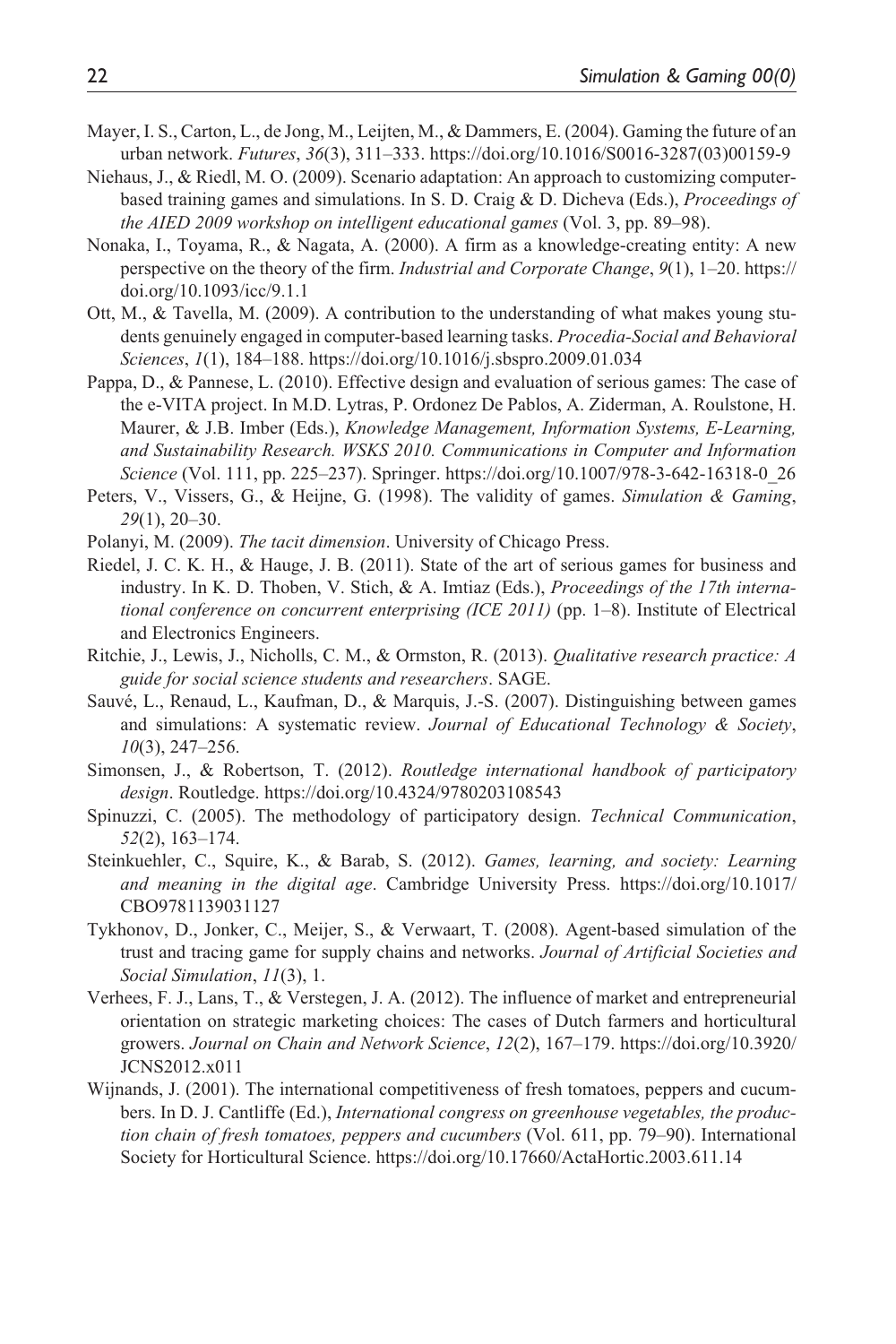Mayer, I. S., Carton, L., de Jong, M., Leijten, M., & Dammers, E. (2004). Gaming the future of an urban network. *Futures*, *36*(3), 311–333. https://doi.org/10.1016/S0016-3287(03)00159-9

Niehaus, J., & Riedl, M. O. (2009). Scenario adaptation: An approach to customizing computer-based training games and simulations. In S. D. Craig & D. Dicheva (Eds.), *Proceedings of the AIED 2009 workshop on intelligent educational games* (Vol. 3, pp. 89–98).

Nonaka, I., Toyama, R., & Nagata, A. (2000). A firm as a knowledge-creating entity: A new perspective on the theory of the firm. *Industrial and Corporate Change*, *9*(1), 1–20. https://doi.org/10.1093/icc/9.1.1

Ott, M., & Tavella, M. (2009). A contribution to the understanding of what makes young students genuinely engaged in computer-based learning tasks. *Procedia-Social and Behavioral Sciences*, *1*(1), 184–188. https://doi.org/10.1016/j.sbspro.2009.01.034

Pappa, D., & Pannese, L. (2010). Effective design and evaluation of serious games: The case of the e-VITA project. In M.D. Lytras, P. Ordonez De Pablos, A. Ziderman, A. Roulstone, H. Maurer, & J.B. Imber (Eds.), *Knowledge Management, Information Systems, E-Learning, and Sustainability Research. WSKS 2010. Communications in Computer and Information Science* (Vol. 111, pp. 225–237). Springer. https://doi.org/10.1007/978-3-642-16318-0_26

Peters, V., Vissers, G., & Heijne, G. (1998). The validity of games. *Simulation & Gaming*, *29*(1), 20–30.

Polanyi, M. (2009). *The tacit dimension*. University of Chicago Press.

Riedel, J. C. K. H., & Hauge, J. B. (2011). State of the art of serious games for business and industry. In K. D. Thoben, V. Stich, & A. Imtiaz (Eds.), *Proceedings of the 17th international conference on concurrent enterprising (ICE 2011)* (pp. 1–8). Institute of Electrical and Electronics Engineers.

Ritchie, J., Lewis, J., Nicholls, C. M., & Ormston, R. (2013). *Qualitative research practice: A guide for social science students and researchers*. SAGE.

Sauvé, L., Renaud, L., Kaufman, D., & Marquis, J.-S. (2007). Distinguishing between games and simulations: A systematic review. *Journal of Educational Technology & Society*, *10*(3), 247–256.

Simonsen, J., & Robertson, T. (2012). *Routledge international handbook of participatory design*. Routledge. https://doi.org/10.4324/9780203108543

Spinuzzi, C. (2005). The methodology of participatory design. *Technical Communication*, *52*(2), 163–174.

Steinkuehler, C., Squire, K., & Barab, S. (2012). *Games, learning, and society: Learning and meaning in the digital age*. Cambridge University Press. https://doi.org/10.1017/CBO9781139031127

Tykhonov, D., Jonker, C., Meijer, S., & Verwaart, T. (2008). Agent-based simulation of the trust and tracing game for supply chains and networks. *Journal of Artificial Societies and Social Simulation*, *11*(3), 1.

Verhees, F. J., Lans, T., & Verstegen, J. A. (2012). The influence of market and entrepreneurial orientation on strategic marketing choices: The cases of Dutch farmers and horticultural growers. *Journal on Chain and Network Science*, *12*(2), 167–179. https://doi.org/10.3920/JCNS2012.x011

Wijnands, J. (2001). The international competitiveness of fresh tomatoes, peppers and cucumbers. In D. J. Cantliffe (Ed.), *International congress on greenhouse vegetables, the production chain of fresh tomatoes, peppers and cucumbers* (Vol. 611, pp. 79–90). International Society for Horticultural Science. https://doi.org/10.17660/ActaHortic.2003.611.14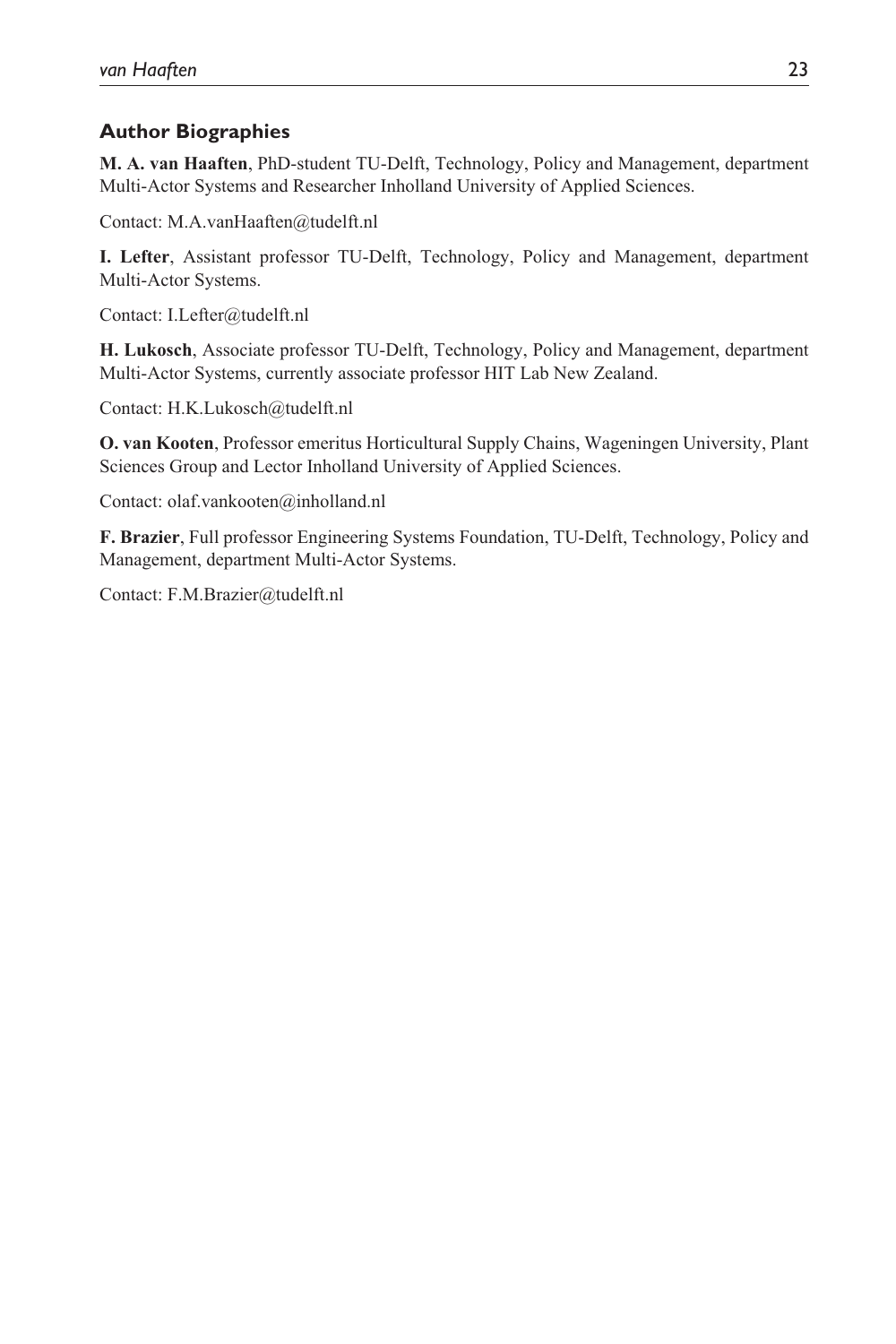## Author Biographies

**M. A. van Haaften**, PhD-student TU-Delft, Technology, Policy and Management, department Multi-Actor Systems and Researcher Inholland University of Applied Sciences.

Contact: M.A.vanHaaften@tudelft.nl

**I. Lefter**, Assistant professor TU-Delft, Technology, Policy and Management, department Multi-Actor Systems.

Contact: I.Lefter@tudelft.nl

**H. Lukosch**, Associate professor TU-Delft, Technology, Policy and Management, department Multi-Actor Systems, currently associate professor HIT Lab New Zealand.

Contact: H.K.Lukosch@tudelft.nl

**O. van Kooten**, Professor emeritus Horticultural Supply Chains, Wageningen University, Plant Sciences Group and Lector Inholland University of Applied Sciences.

Contact: olaf.vankooten@inholland.nl

**F. Brazier**, Full professor Engineering Systems Foundation, TU-Delft, Technology, Policy and Management, department Multi-Actor Systems.

Contact: F.M.Brazier@tudelft.nl